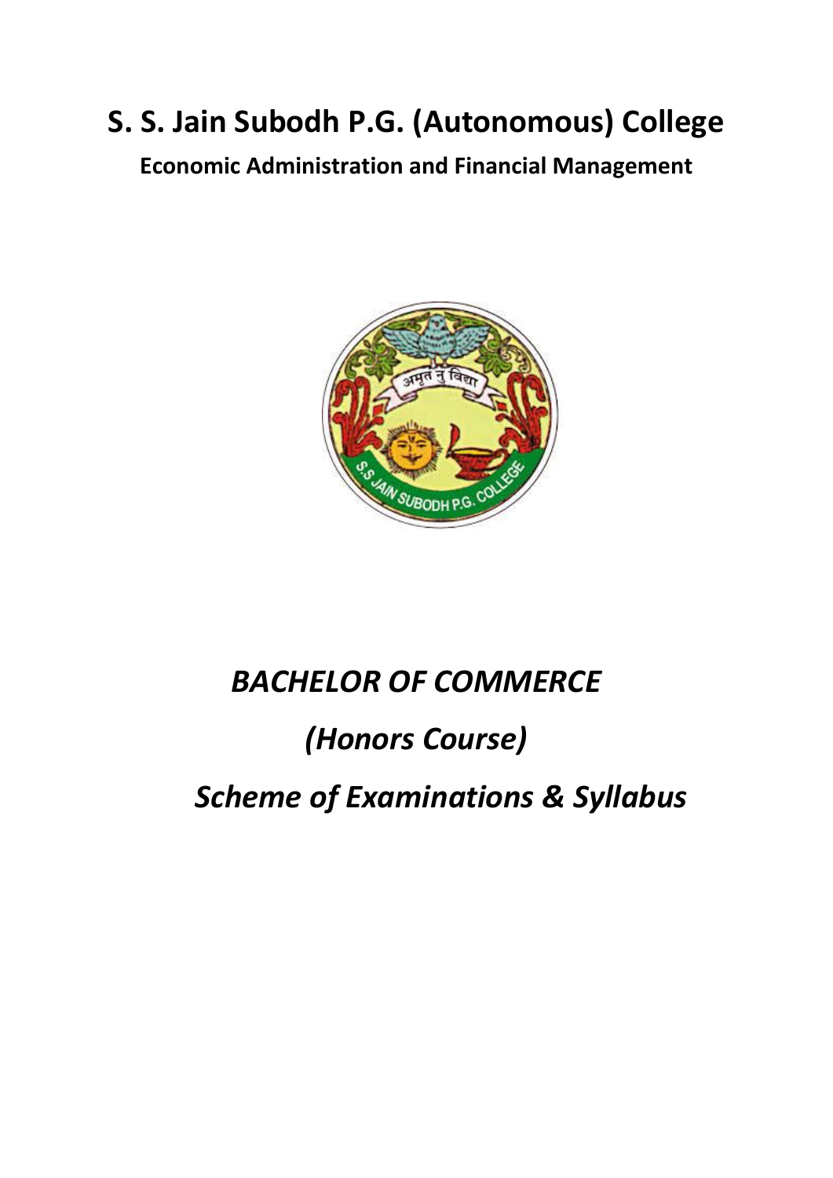# S. S. Jain Subodh P.G. (Autonomous) College

**Economic Administration and Financial Management**

## *BACHELOR OF COMMERCE*

## *(Honors Course)*

## *Scheme of Examinations & Syllabus*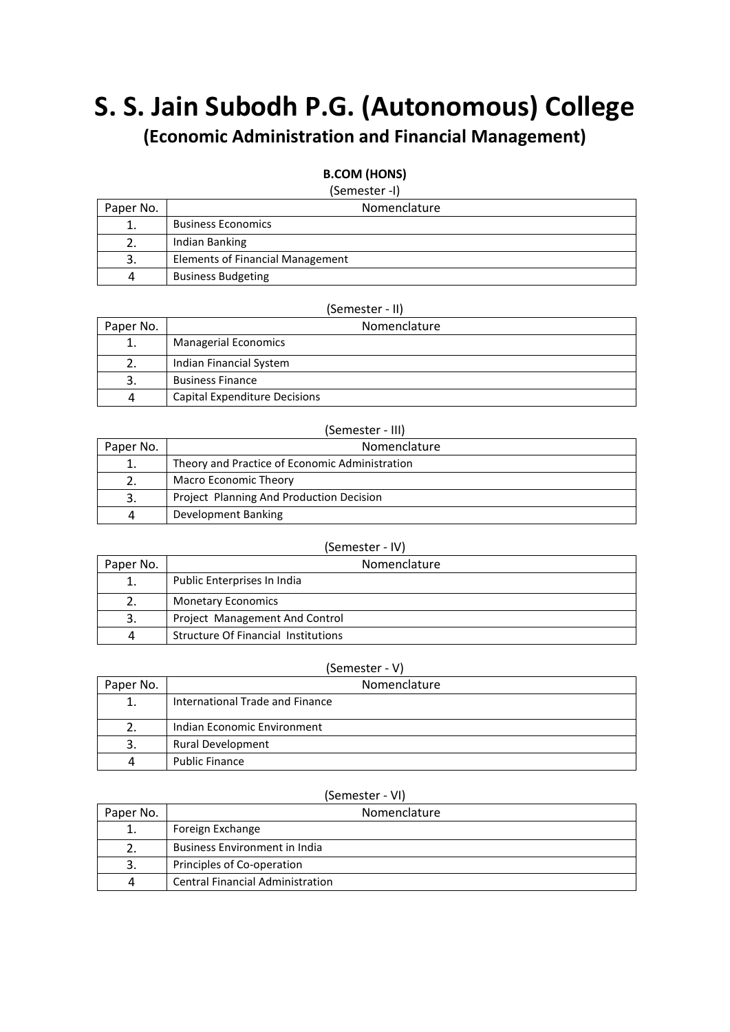# S. S. Jain Subodh P.G. (Autonomous) College

## (Economic Administration and Financial Management)

**B.COM (HONS)**

(Semester -I)

| Paper No. | Nomenclature |
|---|---|
| 1. | Business Economics |
| 2. | Indian Banking |
| 3. | Elements of Financial Management |
| 4 | Business Budgeting |

(Semester - II)

| Paper No. | Nomenclature |
|---|---|
| 1. | Managerial Economics |
| 2. | Indian Financial System |
| 3. | Business Finance |
| 4 | Capital Expenditure Decisions |

(Semester - III)

| Paper No. | Nomenclature |
|---|---|
| 1. | Theory and Practice of Economic Administration |
| 2. | Macro Economic Theory |
| 3. | Project Planning And Production Decision |
| 4 | Development Banking |

(Semester - IV)

| Paper No. | Nomenclature |
|---|---|
| 1. | Public Enterprises In India |
| 2. | Monetary Economics |
| 3. | Project Management And Control |
| 4 | Structure Of Financial Institutions |

(Semester - V)

| Paper No. | Nomenclature |
|---|---|
| 1. | International Trade and Finance |
| 2. | Indian Economic Environment |
| 3. | Rural Development |
| 4 | Public Finance |

(Semester - VI)

| Paper No. | Nomenclature |
|---|---|
| 1. | Foreign Exchange |
| 2. | Business Environment in India |
| 3. | Principles of Co-operation |
| 4 | Central Financial Administration |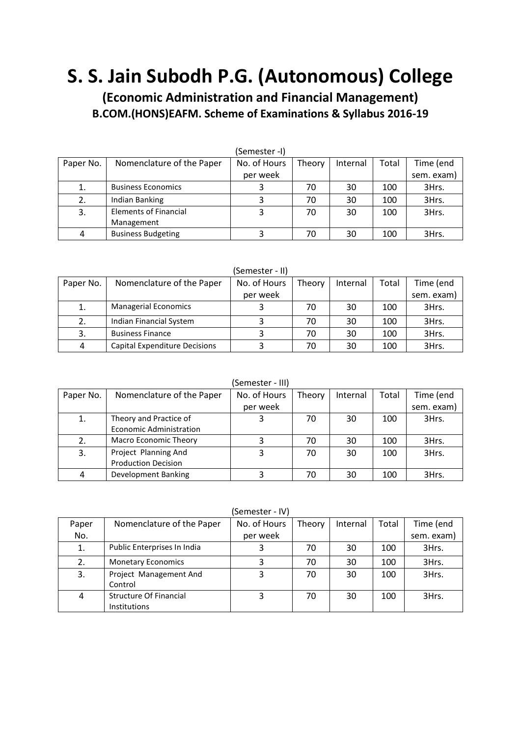# S. S. Jain Subodh P.G. (Autonomous) College

## (Economic Administration and Financial Management)

### B.COM.(HONS)EAFM. Scheme of Examinations & Syllabus 2016-19

(Semester -I)

| Paper No. | Nomenclature of the Paper | No. of Hours per week | Theory | Internal | Total | Time (end sem. exam) |
|---|---|---|---|---|---|---|
| 1. | Business Economics | 3 | 70 | 30 | 100 | 3Hrs. |
| 2. | Indian Banking | 3 | 70 | 30 | 100 | 3Hrs. |
| 3. | Elements of Financial Management | 3 | 70 | 30 | 100 | 3Hrs. |
| 4 | Business Budgeting | 3 | 70 | 30 | 100 | 3Hrs. |

(Semester - II)

| Paper No. | Nomenclature of the Paper | No. of Hours per week | Theory | Internal | Total | Time (end sem. exam) |
|---|---|---|---|---|---|---|
| 1. | Managerial Economics | 3 | 70 | 30 | 100 | 3Hrs. |
| 2. | Indian Financial System | 3 | 70 | 30 | 100 | 3Hrs. |
| 3. | Business Finance | 3 | 70 | 30 | 100 | 3Hrs. |
| 4 | Capital Expenditure Decisions | 3 | 70 | 30 | 100 | 3Hrs. |

(Semester - III)

| Paper No. | Nomenclature of the Paper | No. of Hours per week | Theory | Internal | Total | Time (end sem. exam) |
|---|---|---|---|---|---|---|
| 1. | Theory and Practice of Economic Administration | 3 | 70 | 30 | 100 | 3Hrs. |
| 2. | Macro Economic Theory | 3 | 70 | 30 | 100 | 3Hrs. |
| 3. | Project Planning And Production Decision | 3 | 70 | 30 | 100 | 3Hrs. |
| 4 | Development Banking | 3 | 70 | 30 | 100 | 3Hrs. |

(Semester - IV)

| Paper No. | Nomenclature of the Paper | No. of Hours per week | Theory | Internal | Total | Time (end sem. exam) |
|---|---|---|---|---|---|---|
| 1. | Public Enterprises In India | 3 | 70 | 30 | 100 | 3Hrs. |
| 2. | Monetary Economics | 3 | 70 | 30 | 100 | 3Hrs. |
| 3. | Project Management And Control | 3 | 70 | 30 | 100 | 3Hrs. |
| 4 | Structure Of Financial Institutions | 3 | 70 | 30 | 100 | 3Hrs. |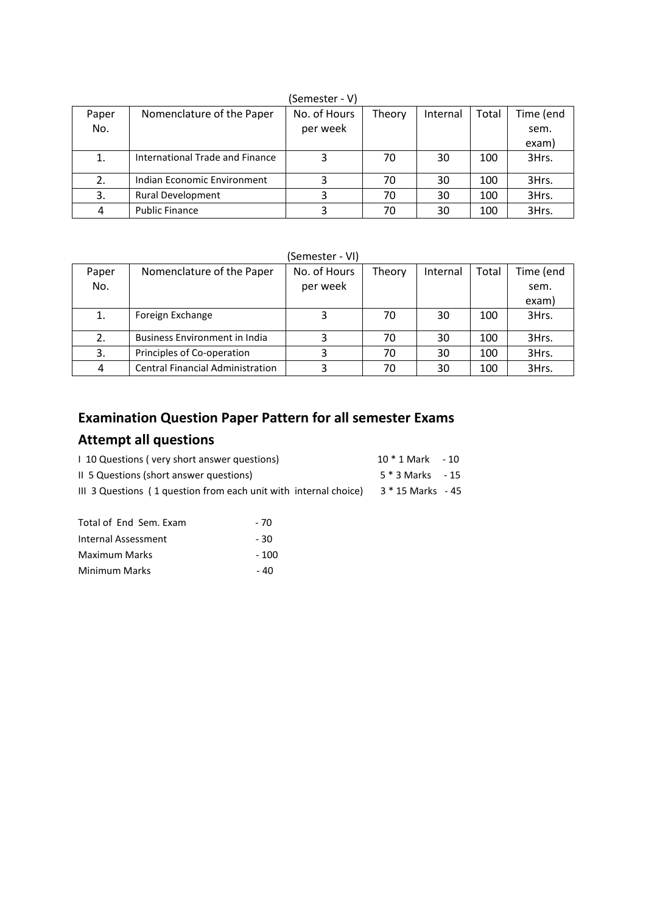(Semester - V)

| Paper No. | Nomenclature of the Paper | No. of Hours per week | Theory | Internal | Total | Time (end sem. exam) |
|---|---|---|---|---|---|---|
| 1. | International Trade and Finance | 3 | 70 | 30 | 100 | 3Hrs. |
| 2. | Indian Economic Environment | 3 | 70 | 30 | 100 | 3Hrs. |
| 3. | Rural Development | 3 | 70 | 30 | 100 | 3Hrs. |
| 4 | Public Finance | 3 | 70 | 30 | 100 | 3Hrs. |

(Semester - VI)

| Paper No. | Nomenclature of the Paper | No. of Hours per week | Theory | Internal | Total | Time (end sem. exam) |
|---|---|---|---|---|---|---|
| 1. | Foreign Exchange | 3 | 70 | 30 | 100 | 3Hrs. |
| 2. | Business Environment in India | 3 | 70 | 30 | 100 | 3Hrs. |
| 3. | Principles of Co-operation | 3 | 70 | 30 | 100 | 3Hrs. |
| 4 | Central Financial Administration | 3 | 70 | 30 | 100 | 3Hrs. |

## Examination Question Paper Pattern for all semester Exams

## Attempt all questions

| | | |
|---|---|---|
| I 10 Questions ( very short answer questions) | 10 * 1 Mark | - 10 |
| II 5 Questions (short answer questions) | 5 * 3 Marks | - 15 |
| III 3 Questions ( 1 question from each unit with internal choice) | 3 * 15 Marks | - 45 |

| | |
|---|---|
| Total of End Sem. Exam | - 70 |
| Internal Assessment | - 30 |
| Maximum Marks | - 100 |
| Minimum Marks | - 40 |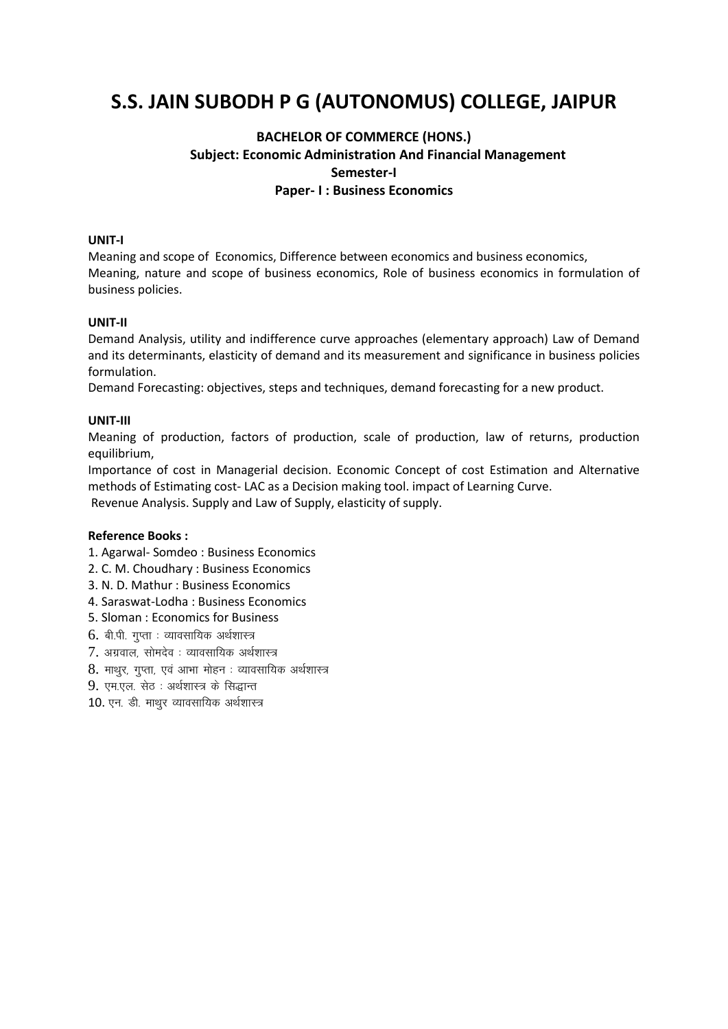# S.S. JAIN SUBODH P G (AUTONOMUS) COLLEGE, JAIPUR

**BACHELOR OF COMMERCE (HONS.)**
**Subject: Economic Administration And Financial Management**
**Semester-I**
**Paper- I : Business Economics**

**UNIT-I**

Meaning and scope of Economics, Difference between economics and business economics,
Meaning, nature and scope of business economics, Role of business economics in formulation of business policies.

**UNIT-II**

Demand Analysis, utility and indifference curve approaches (elementary approach) Law of Demand and its determinants, elasticity of demand and its measurement and significance in business policies formulation.

Demand Forecasting: objectives, steps and techniques, demand forecasting for a new product.

**UNIT-III**

Meaning of production, factors of production, scale of production, law of returns, production equilibrium,

Importance of cost in Managerial decision. Economic Concept of cost Estimation and Alternative methods of Estimating cost- LAC as a Decision making tool. impact of Learning Curve.

Revenue Analysis. Supply and Law of Supply, elasticity of supply.

**Reference Books :**

1. Agarwal- Somdeo : Business Economics
2. C. M. Choudhary : Business Economics
3. N. D. Mathur : Business Economics
4. Saraswat-Lodha : Business Economics
5. Sloman : Economics for Business
6. बी.पी. गुप्ता : व्यावसायिक अर्थशास्त्र
7. अग्रवाल, सोमदेव : व्यावसायिक अर्थशास्त्र
8. माथुर, गुप्ता, एवं आभा मोहन : व्यावसायिक अर्थशास्त्र
9. एम.एल. सेठ : अर्थशास्त्र के सिद्धान्त
10. एन. डी. माथुर व्यावसायिक अर्थशास्त्र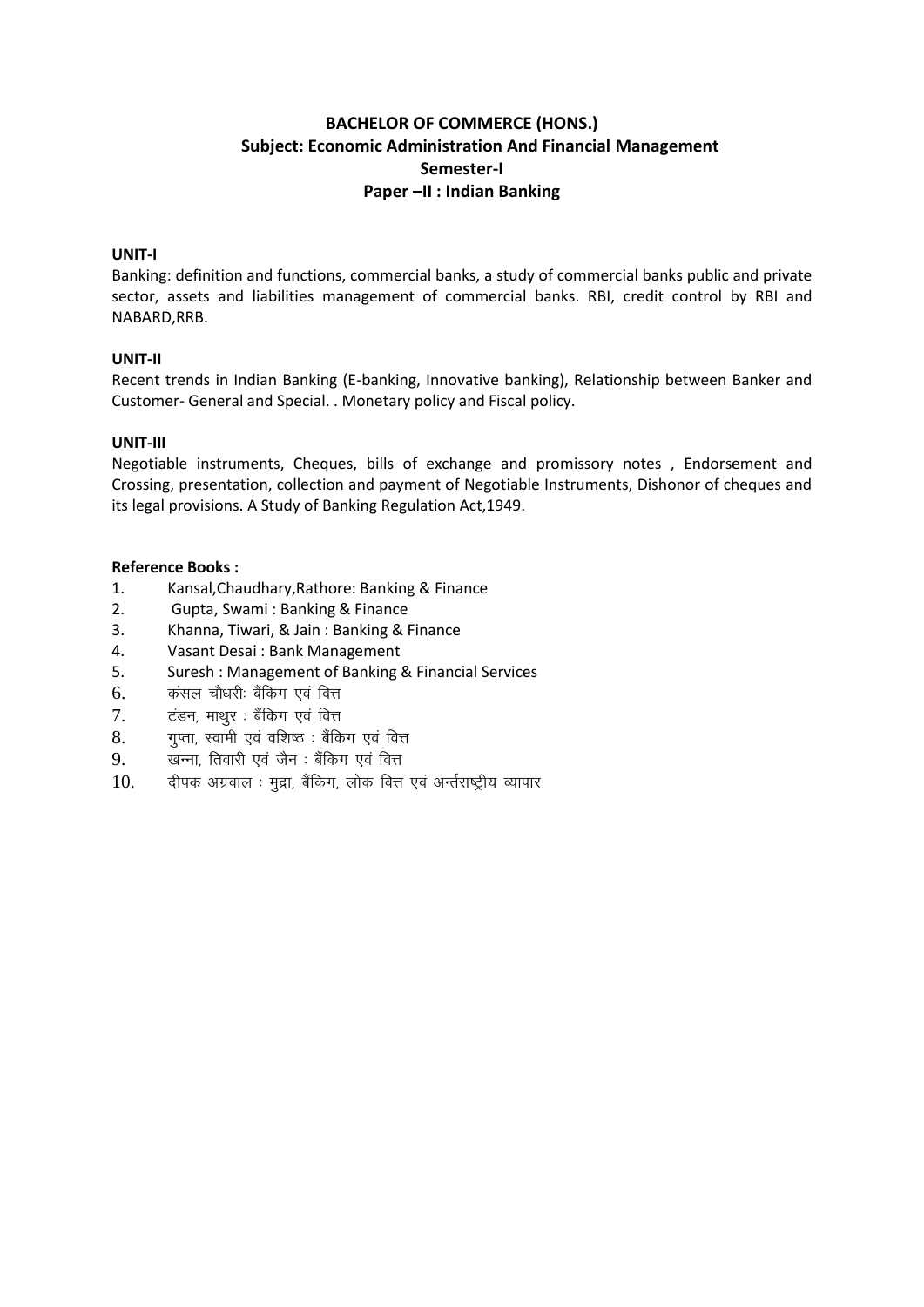# BACHELOR OF COMMERCE (HONS.)
## Subject: Economic Administration And Financial Management
## Semester-I
## Paper –II : Indian Banking

**UNIT-I**

Banking: definition and functions, commercial banks, a study of commercial banks public and private sector, assets and liabilities management of commercial banks. RBI, credit control by RBI and NABARD,RRB.

**UNIT-II**

Recent trends in Indian Banking (E-banking, Innovative banking), Relationship between Banker and Customer- General and Special. . Monetary policy and Fiscal policy.

**UNIT-III**

Negotiable instruments, Cheques, bills of exchange and promissory notes , Endorsement and Crossing, presentation, collection and payment of Negotiable Instruments, Dishonor of cheques and its legal provisions. A Study of Banking Regulation Act,1949.

**Reference Books :**

1. Kansal,Chaudhary,Rathore: Banking & Finance
2. Gupta, Swami : Banking & Finance
3. Khanna, Tiwari, & Jain : Banking & Finance
4. Vasant Desai : Bank Management
5. Suresh : Management of Banking & Financial Services
6. कंसल चौधरीः बैंकिग एवं वित्त
7. टंडन, माथुर : बैंकिग एवं वित्त
8. गुप्ता, स्वामी एवं वशिष्ठ : बैंकिग एवं वित्त
9. खन्ना, तिवारी एवं जैन : बैंकिग एवं वित्त
10. दीपक अग्रवाल : मुद्रा, बैंकिग, लोक वित्त एवं अन्तर्राष्ट्रीय व्यापार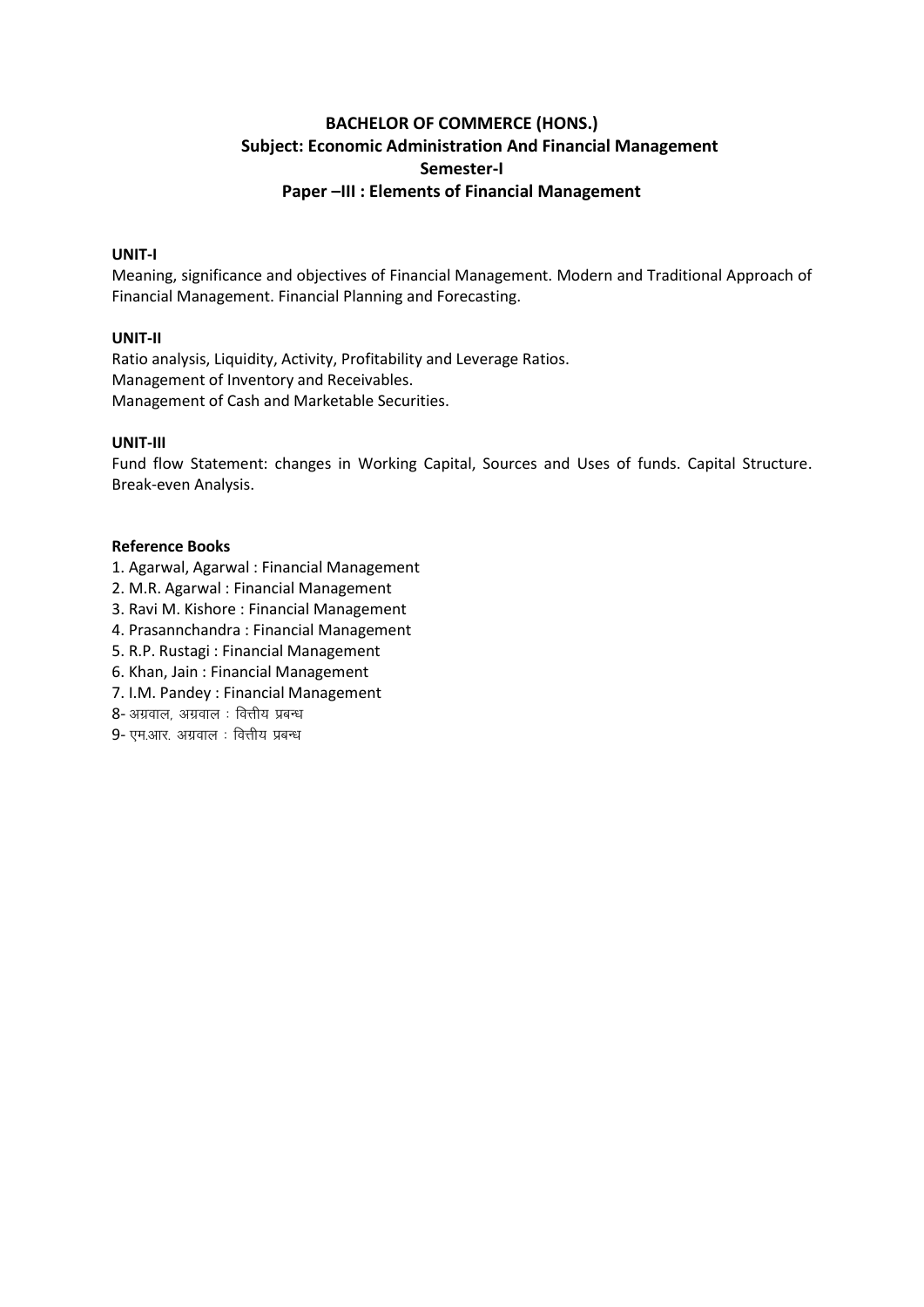# BACHELOR OF COMMERCE (HONS.)

## Subject: Economic Administration And Financial Management

## Semester-I

## Paper –III : Elements of Financial Management

**UNIT-I**

Meaning, significance and objectives of Financial Management. Modern and Traditional Approach of Financial Management. Financial Planning and Forecasting.

**UNIT-II**

Ratio analysis, Liquidity, Activity, Profitability and Leverage Ratios.
Management of Inventory and Receivables.
Management of Cash and Marketable Securities.

**UNIT-III**

Fund flow Statement: changes in Working Capital, Sources and Uses of funds. Capital Structure. Break-even Analysis.

**Reference Books**

1. Agarwal, Agarwal : Financial Management
2. M.R. Agarwal : Financial Management
3. Ravi M. Kishore : Financial Management
4. Prasannchandra : Financial Management
5. R.P. Rustagi : Financial Management
6. Khan, Jain : Financial Management
7. I.M. Pandey : Financial Management
8. अग्रवाल, अग्रवाल : वित्तीय प्रबन्ध
9. एम.आर. अग्रवाल : वित्तीय प्रबन्ध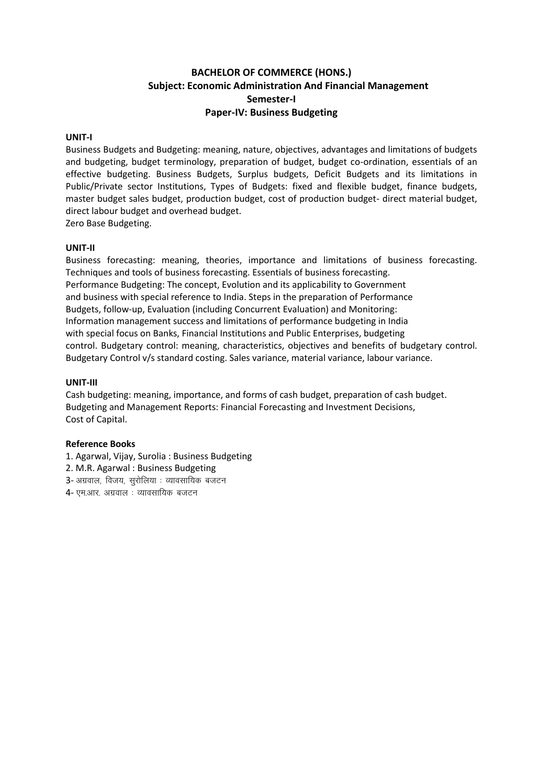## BACHELOR OF COMMERCE (HONS.)
## Subject: Economic Administration And Financial Management
## Semester-I
## Paper-IV: Business Budgeting

**UNIT-I**

Business Budgets and Budgeting: meaning, nature, objectives, advantages and limitations of budgets and budgeting, budget terminology, preparation of budget, budget co-ordination, essentials of an effective budgeting. Business Budgets, Surplus budgets, Deficit Budgets and its limitations in Public/Private sector Institutions, Types of Budgets: fixed and flexible budget, finance budgets, master budget sales budget, production budget, cost of production budget- direct material budget, direct labour budget and overhead budget.
Zero Base Budgeting.

**UNIT-II**

Business forecasting: meaning, theories, importance and limitations of business forecasting. Techniques and tools of business forecasting. Essentials of business forecasting.
Performance Budgeting: The concept, Evolution and its applicability to Government and business with special reference to India. Steps in the preparation of Performance Budgets, follow-up, Evaluation (including Concurrent Evaluation) and Monitoring: Information management success and limitations of performance budgeting in India with special focus on Banks, Financial Institutions and Public Enterprises, budgeting control. Budgetary control: meaning, characteristics, objectives and benefits of budgetary control. Budgetary Control v/s standard costing. Sales variance, material variance, labour variance.

**UNIT-III**

Cash budgeting: meaning, importance, and forms of cash budget, preparation of cash budget.
Budgeting and Management Reports: Financial Forecasting and Investment Decisions,
Cost of Capital.

**Reference Books**

1. Agarwal, Vijay, Surolia : Business Budgeting
2. M.R. Agarwal : Business Budgeting
3- अग्रवाल, विजय, सुरोलिया : व्यावसायिक बजटन
4- एम.आर. अग्रवाल : व्यावसायिक बजटन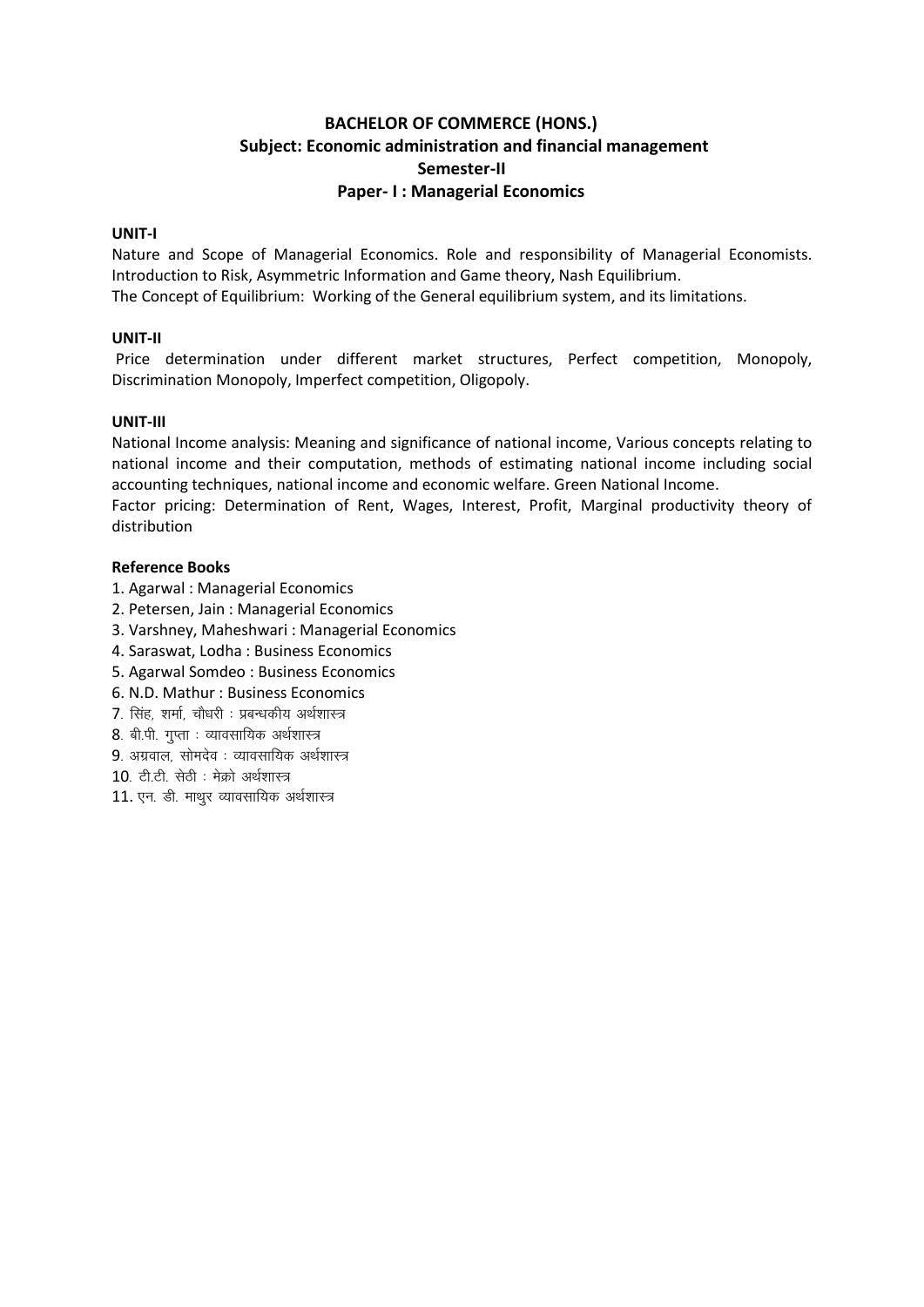## BACHELOR OF COMMERCE (HONS.)
## Subject: Economic administration and financial management
## Semester-II
## Paper- I : Managerial Economics

**UNIT-I**

Nature and Scope of Managerial Economics. Role and responsibility of Managerial Economists. Introduction to Risk, Asymmetric Information and Game theory, Nash Equilibrium.
The Concept of Equilibrium: Working of the General equilibrium system, and its limitations.

**UNIT-II**

Price determination under different market structures, Perfect competition, Monopoly, Discrimination Monopoly, Imperfect competition, Oligopoly.

**UNIT-III**

National Income analysis: Meaning and significance of national income, Various concepts relating to national income and their computation, methods of estimating national income including social accounting techniques, national income and economic welfare. Green National Income.
Factor pricing: Determination of Rent, Wages, Interest, Profit, Marginal productivity theory of distribution

**Reference Books**

1. Agarwal : Managerial Economics
2. Petersen, Jain : Managerial Economics
3. Varshney, Maheshwari : Managerial Economics
4. Saraswat, Lodha : Business Economics
5. Agarwal Somdeo : Business Economics
6. N.D. Mathur : Business Economics
7. सिंह, शर्मा, चौधरी : प्रबन्धकीय अर्थशास्त्र
8. बी.पी. गुप्ता : व्यावसायिक अर्थशास्त्र
9. अग्रवाल, सोमदेव : व्यावसायिक अर्थशास्त्र
10. टी.टी. सेठी : मेक्रो अर्थशास्त्र
11. एन. डी. माथुर व्यावसायिक अर्थशास्त्र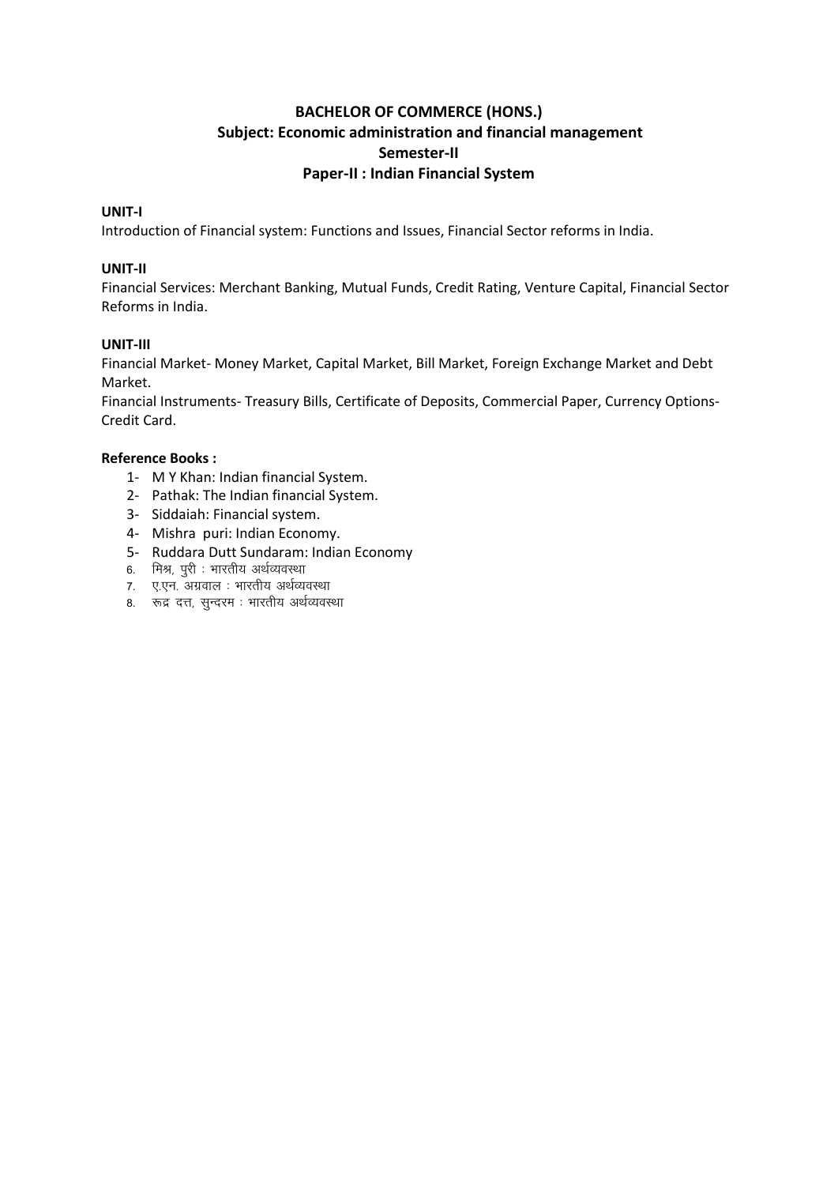**BACHELOR OF COMMERCE (HONS.)**
**Subject: Economic administration and financial management**
**Semester-II**
**Paper-II : Indian Financial System**

**UNIT-I**

Introduction of Financial system: Functions and Issues, Financial Sector reforms in India.

**UNIT-II**

Financial Services: Merchant Banking, Mutual Funds, Credit Rating, Venture Capital, Financial Sector Reforms in India.

**UNIT-III**

Financial Market- Money Market, Capital Market, Bill Market, Foreign Exchange Market and Debt Market.

Financial Instruments- Treasury Bills, Certificate of Deposits, Commercial Paper, Currency Options-Credit Card.

**Reference Books :**

1- M Y Khan: Indian financial System.
2- Pathak: The Indian financial System.
3- Siddaiah: Financial system.
4- Mishra puri: Indian Economy.
5- Ruddara Dutt Sundaram: Indian Economy
6. मिश्र, पुरी : भारतीय अर्थव्यवस्था
7. ए.एन. अग्रवाल : भारतीय अर्थव्यवस्था
8. रूद्र दत्त, सुन्दरम : भारतीय अर्थव्यवस्था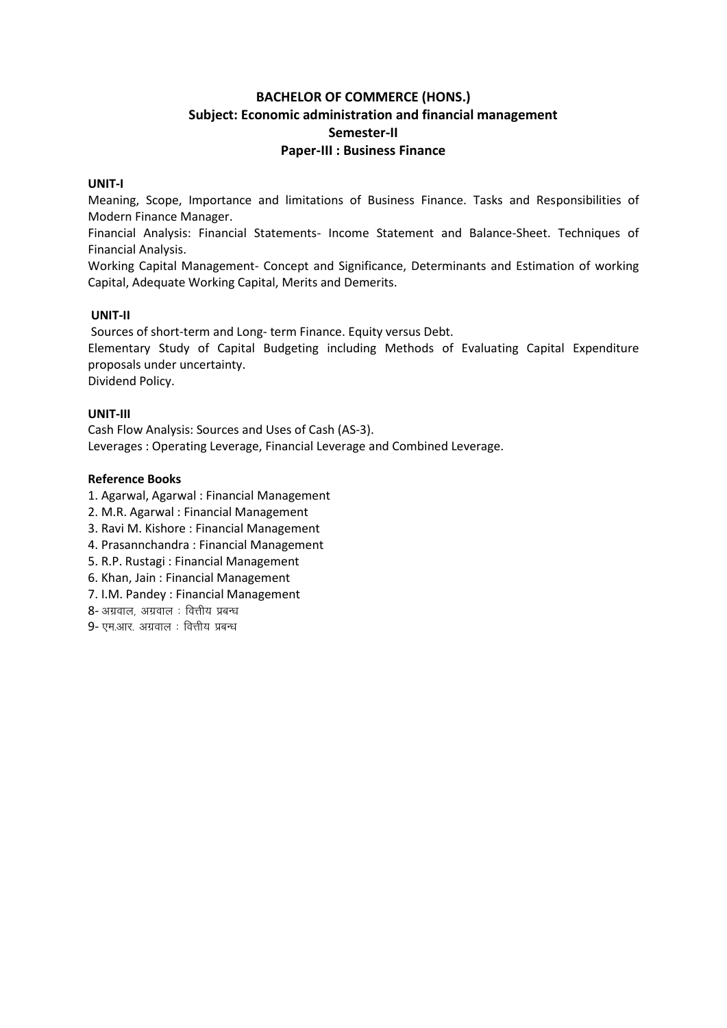# BACHELOR OF COMMERCE (HONS.)
## Subject: Economic administration and financial management
## Semester-II
## Paper-III : Business Finance

**UNIT-I**

Meaning, Scope, Importance and limitations of Business Finance. Tasks and Responsibilities of Modern Finance Manager.

Financial Analysis: Financial Statements- Income Statement and Balance-Sheet. Techniques of Financial Analysis.

Working Capital Management- Concept and Significance, Determinants and Estimation of working Capital, Adequate Working Capital, Merits and Demerits.

**UNIT-II**

Sources of short-term and Long- term Finance. Equity versus Debt.

Elementary Study of Capital Budgeting including Methods of Evaluating Capital Expenditure proposals under uncertainty.

Dividend Policy.

**UNIT-III**

Cash Flow Analysis: Sources and Uses of Cash (AS-3).

Leverages : Operating Leverage, Financial Leverage and Combined Leverage.

**Reference Books**

1. Agarwal, Agarwal : Financial Management
2. M.R. Agarwal : Financial Management
3. Ravi M. Kishore : Financial Management
4. Prasannchandra : Financial Management
5. R.P. Rustagi : Financial Management
6. Khan, Jain : Financial Management
7. I.M. Pandey : Financial Management

8- अग्रवाल, अग्रवाल : वित्तीय प्रबन्ध

9- एम.आर. अग्रवाल : वित्तीय प्रबन्ध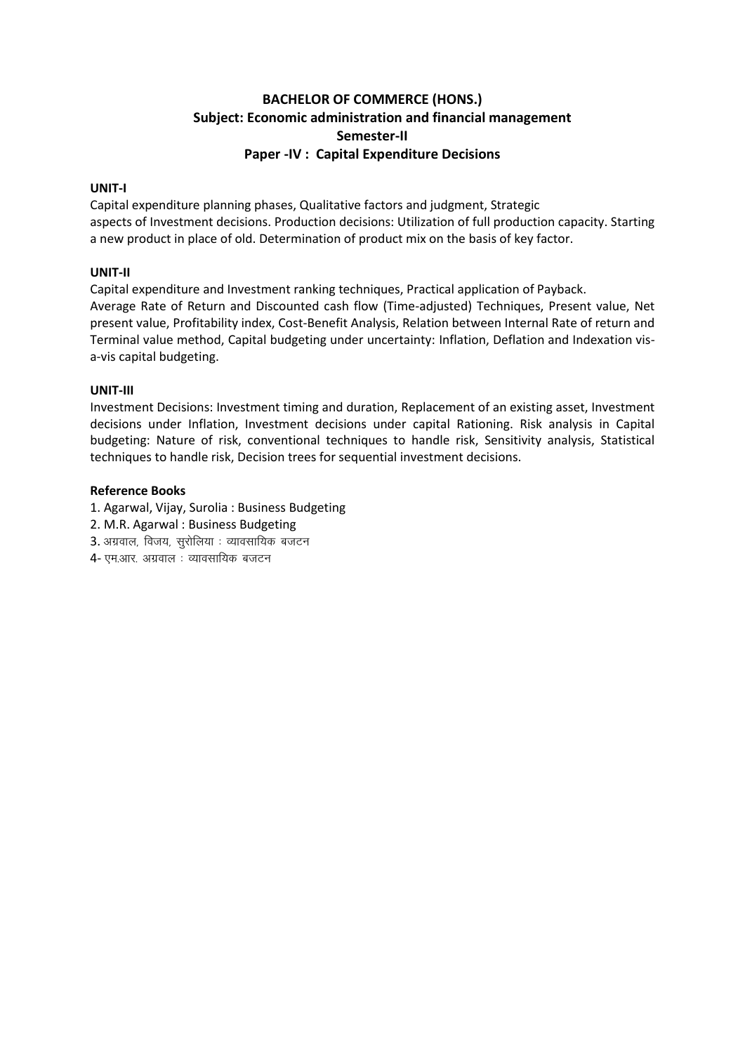# BACHELOR OF COMMERCE (HONS.)

## Subject: Economic administration and financial management

## Semester-II

## Paper -IV : Capital Expenditure Decisions

**UNIT-I**

Capital expenditure planning phases, Qualitative factors and judgment, Strategic aspects of Investment decisions. Production decisions: Utilization of full production capacity. Starting a new product in place of old. Determination of product mix on the basis of key factor.

**UNIT-II**

Capital expenditure and Investment ranking techniques, Practical application of Payback. Average Rate of Return and Discounted cash flow (Time-adjusted) Techniques, Present value, Net present value, Profitability index, Cost-Benefit Analysis, Relation between Internal Rate of return and Terminal value method, Capital budgeting under uncertainty: Inflation, Deflation and Indexation vis-a-vis capital budgeting.

**UNIT-III**

Investment Decisions: Investment timing and duration, Replacement of an existing asset, Investment decisions under Inflation, Investment decisions under capital Rationing. Risk analysis in Capital budgeting: Nature of risk, conventional techniques to handle risk, Sensitivity analysis, Statistical techniques to handle risk, Decision trees for sequential investment decisions.

**Reference Books**

1. Agarwal, Vijay, Surolia : Business Budgeting
2. M.R. Agarwal : Business Budgeting
3. अग्रवाल, विजय, सुरोलिया : व्यावसायिक बजटन
4- एम.आर. अग्रवाल : व्यावसायिक बजटन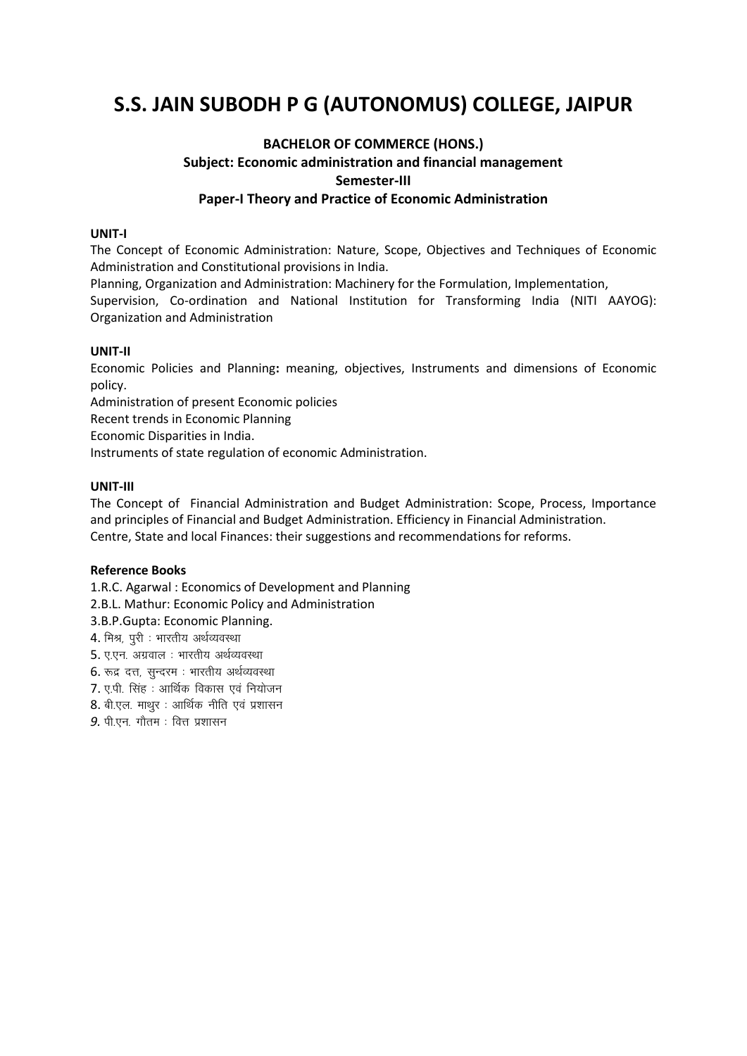# S.S. JAIN SUBODH P G (AUTONOMUS) COLLEGE, JAIPUR

**BACHELOR OF COMMERCE (HONS.)**
**Subject: Economic administration and financial management**
**Semester-III**
**Paper-I Theory and Practice of Economic Administration**

**UNIT-I**

The Concept of Economic Administration: Nature, Scope, Objectives and Techniques of Economic Administration and Constitutional provisions in India.

Planning, Organization and Administration: Machinery for the Formulation, Implementation, Supervision, Co-ordination and National Institution for Transforming India (NITI AAYOG): Organization and Administration

**UNIT-II**

Economic Policies and Planning**:** meaning, objectives, Instruments and dimensions of Economic policy.

Administration of present Economic policies

Recent trends in Economic Planning

Economic Disparities in India.

Instruments of state regulation of economic Administration.

**UNIT-III**

The Concept of Financial Administration and Budget Administration: Scope, Process, Importance and principles of Financial and Budget Administration. Efficiency in Financial Administration.

Centre, State and local Finances: their suggestions and recommendations for reforms.

**Reference Books**

1.R.C. Agarwal : Economics of Development and Planning
2.B.L. Mathur: Economic Policy and Administration
3.B.P.Gupta: Economic Planning.
4. मिश्र, पुरी : भारतीय अर्थव्यवस्था
5. ए.एन. अग्रवाल : भारतीय अर्थव्यवस्था
6. रूद्र दत्त, सुन्दरम : भारतीय अर्थव्यवस्था
7. ए.पी. सिंह : आर्थिक विकास एवं नियोजन
8. बी.एल. माथुर : आर्थिक नीति एवं प्रशासन
*9.* पी.एन. गौतम : वित्त प्रशासन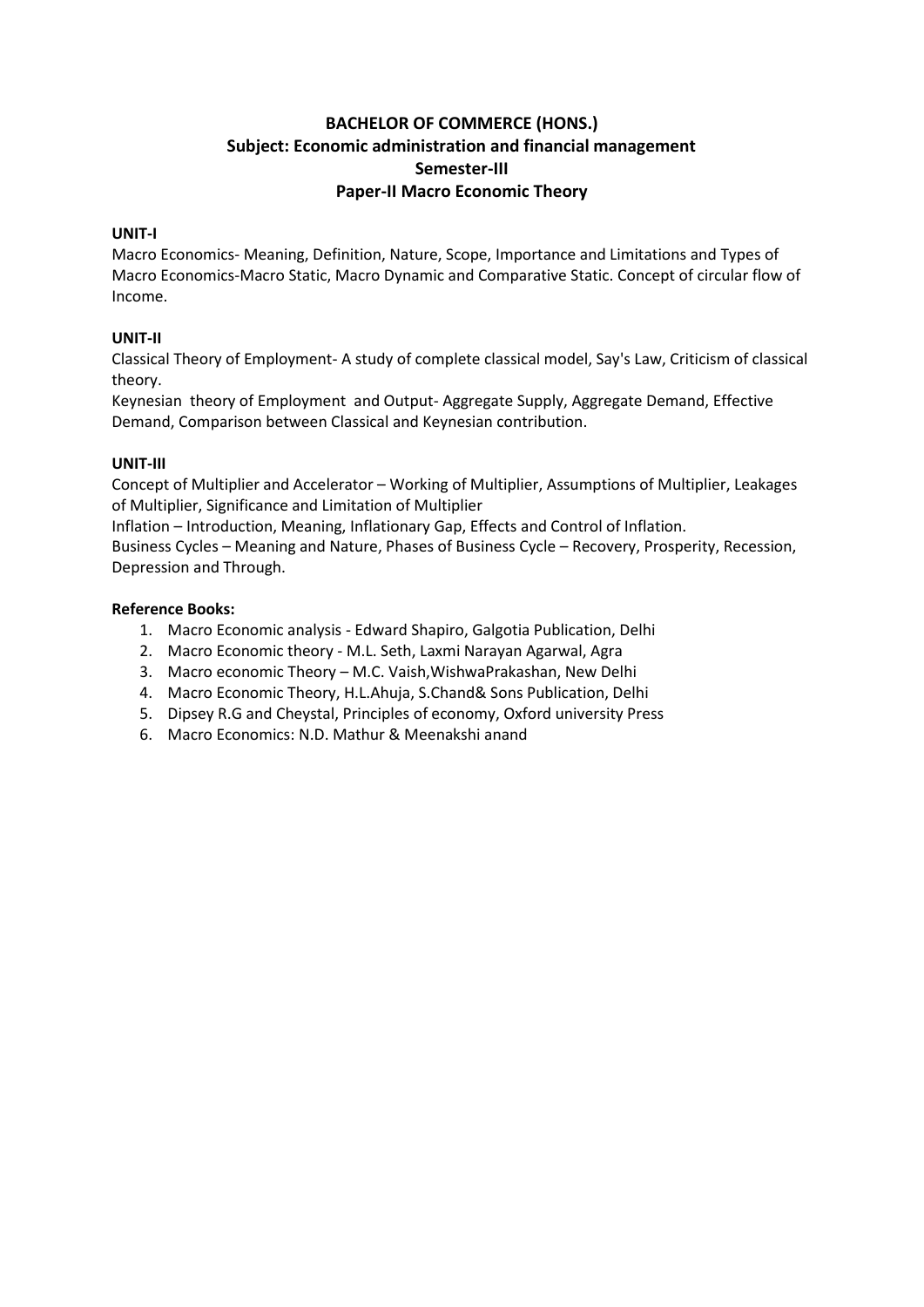**BACHELOR OF COMMERCE (HONS.)**
**Subject: Economic administration and financial management**
**Semester-III**
**Paper-II Macro Economic Theory**

**UNIT-I**

Macro Economics- Meaning, Definition, Nature, Scope, Importance and Limitations and Types of Macro Economics-Macro Static, Macro Dynamic and Comparative Static. Concept of circular flow of Income.

**UNIT-II**

Classical Theory of Employment- A study of complete classical model, Say's Law, Criticism of classical theory.

Keynesian theory of Employment and Output- Aggregate Supply, Aggregate Demand, Effective Demand, Comparison between Classical and Keynesian contribution.

**UNIT-III**

Concept of Multiplier and Accelerator – Working of Multiplier, Assumptions of Multiplier, Leakages of Multiplier, Significance and Limitation of Multiplier

Inflation – Introduction, Meaning, Inflationary Gap, Effects and Control of Inflation.

Business Cycles – Meaning and Nature, Phases of Business Cycle – Recovery, Prosperity, Recession, Depression and Through.

**Reference Books:**

1. Macro Economic analysis - Edward Shapiro, Galgotia Publication, Delhi
2. Macro Economic theory - M.L. Seth, Laxmi Narayan Agarwal, Agra
3. Macro economic Theory – M.C. Vaish,WishwaPrakashan, New Delhi
4. Macro Economic Theory, H.L.Ahuja, S.Chand& Sons Publication, Delhi
5. Dipsey R.G and Cheystal, Principles of economy, Oxford university Press
6. Macro Economics: N.D. Mathur & Meenakshi anand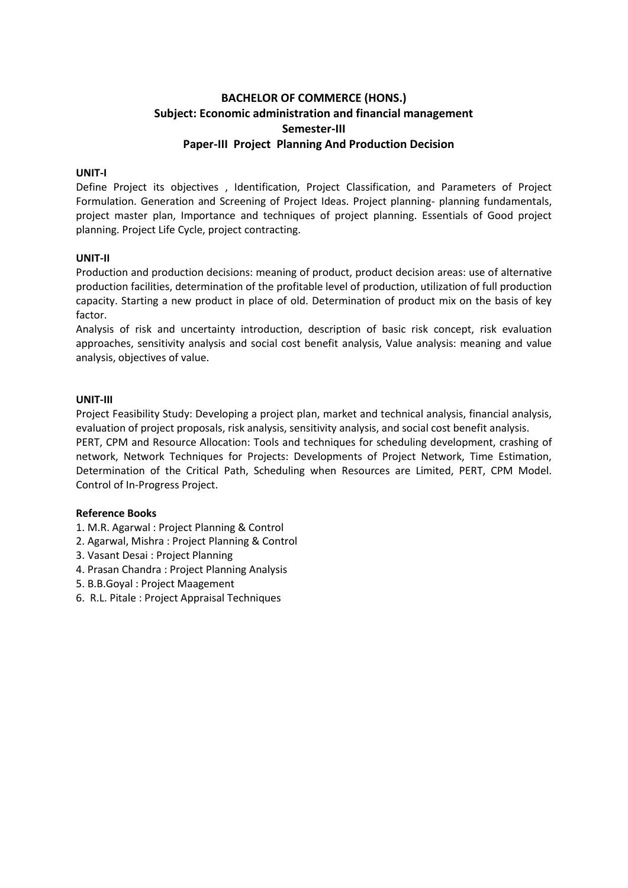# BACHELOR OF COMMERCE (HONS.)

## Subject: Economic administration and financial management

## Semester-III

## Paper-III Project Planning And Production Decision

**UNIT-I**

Define Project its objectives , Identification, Project Classification, and Parameters of Project Formulation. Generation and Screening of Project Ideas. Project planning- planning fundamentals, project master plan, Importance and techniques of project planning. Essentials of Good project planning. Project Life Cycle, project contracting.

**UNIT-II**

Production and production decisions: meaning of product, product decision areas: use of alternative production facilities, determination of the profitable level of production, utilization of full production capacity. Starting a new product in place of old. Determination of product mix on the basis of key factor.

Analysis of risk and uncertainty introduction, description of basic risk concept, risk evaluation approaches, sensitivity analysis and social cost benefit analysis, Value analysis: meaning and value analysis, objectives of value.

**UNIT-III**

Project Feasibility Study: Developing a project plan, market and technical analysis, financial analysis, evaluation of project proposals, risk analysis, sensitivity analysis, and social cost benefit analysis.

PERT, CPM and Resource Allocation: Tools and techniques for scheduling development, crashing of network, Network Techniques for Projects: Developments of Project Network, Time Estimation, Determination of the Critical Path, Scheduling when Resources are Limited, PERT, CPM Model. Control of In-Progress Project.

**Reference Books**

1. M.R. Agarwal : Project Planning & Control
2. Agarwal, Mishra : Project Planning & Control
3. Vasant Desai : Project Planning
4. Prasan Chandra : Project Planning Analysis
5. B.B.Goyal : Project Maagement
6. R.L. Pitale : Project Appraisal Techniques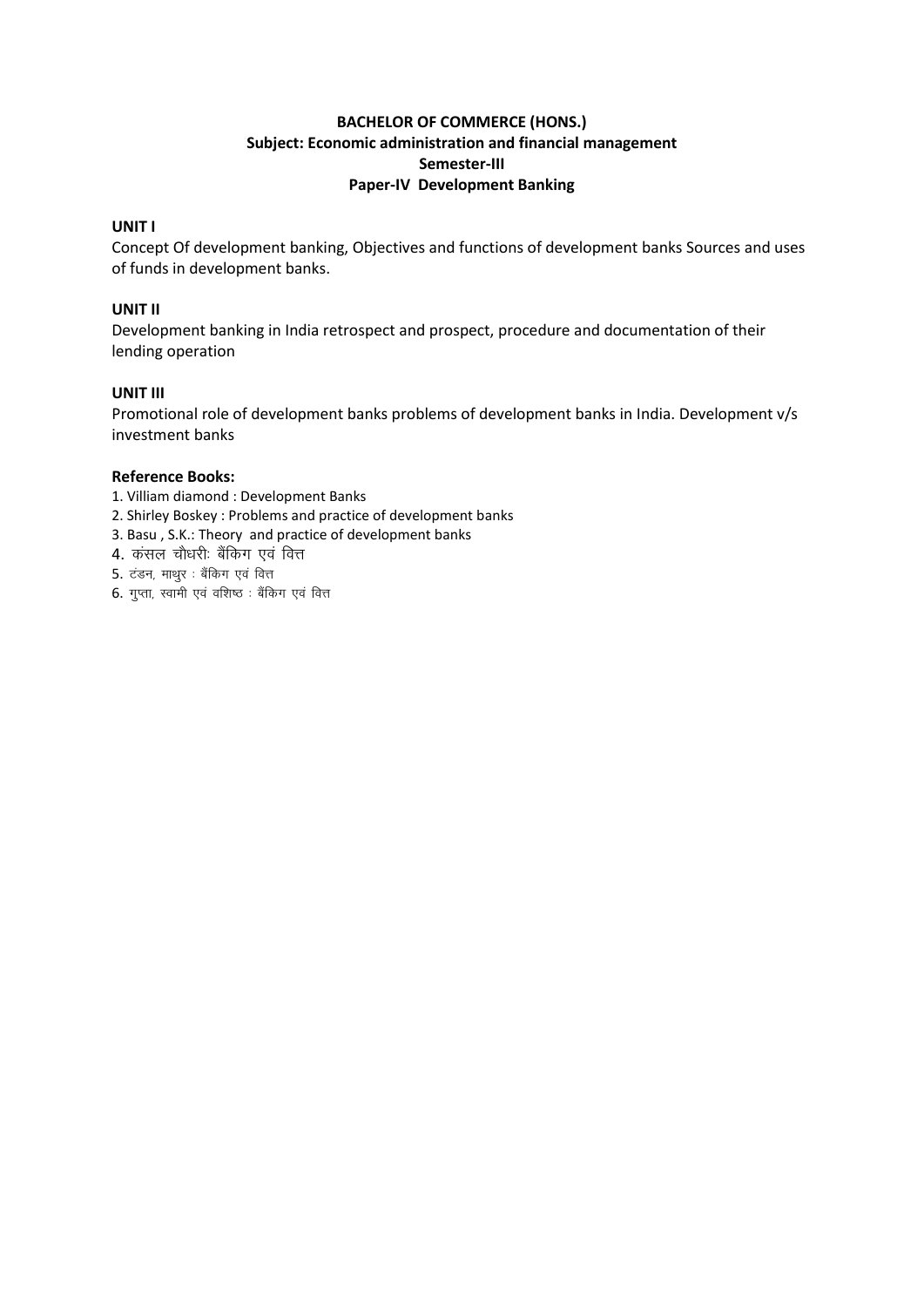**BACHELOR OF COMMERCE (HONS.)**
**Subject: Economic administration and financial management**
**Semester-III**
**Paper-IV Development Banking**

**UNIT I**

Concept Of development banking, Objectives and functions of development banks Sources and uses of funds in development banks.

**UNIT II**

Development banking in India retrospect and prospect, procedure and documentation of their lending operation

**UNIT III**

Promotional role of development banks problems of development banks in India. Development v/s investment banks

**Reference Books:**

1. Villiam diamond : Development Banks
2. Shirley Boskey : Problems and practice of development banks
3. Basu , S.K.: Theory and practice of development banks
4. कंसल चौधरीः बैंकिग एवं वित्त
5. टंडन, माथुर : बैंकिग एवं वित्त
6. गुप्ता, स्वामी एवं वशिष्ठ : बैंकिग एवं वित्त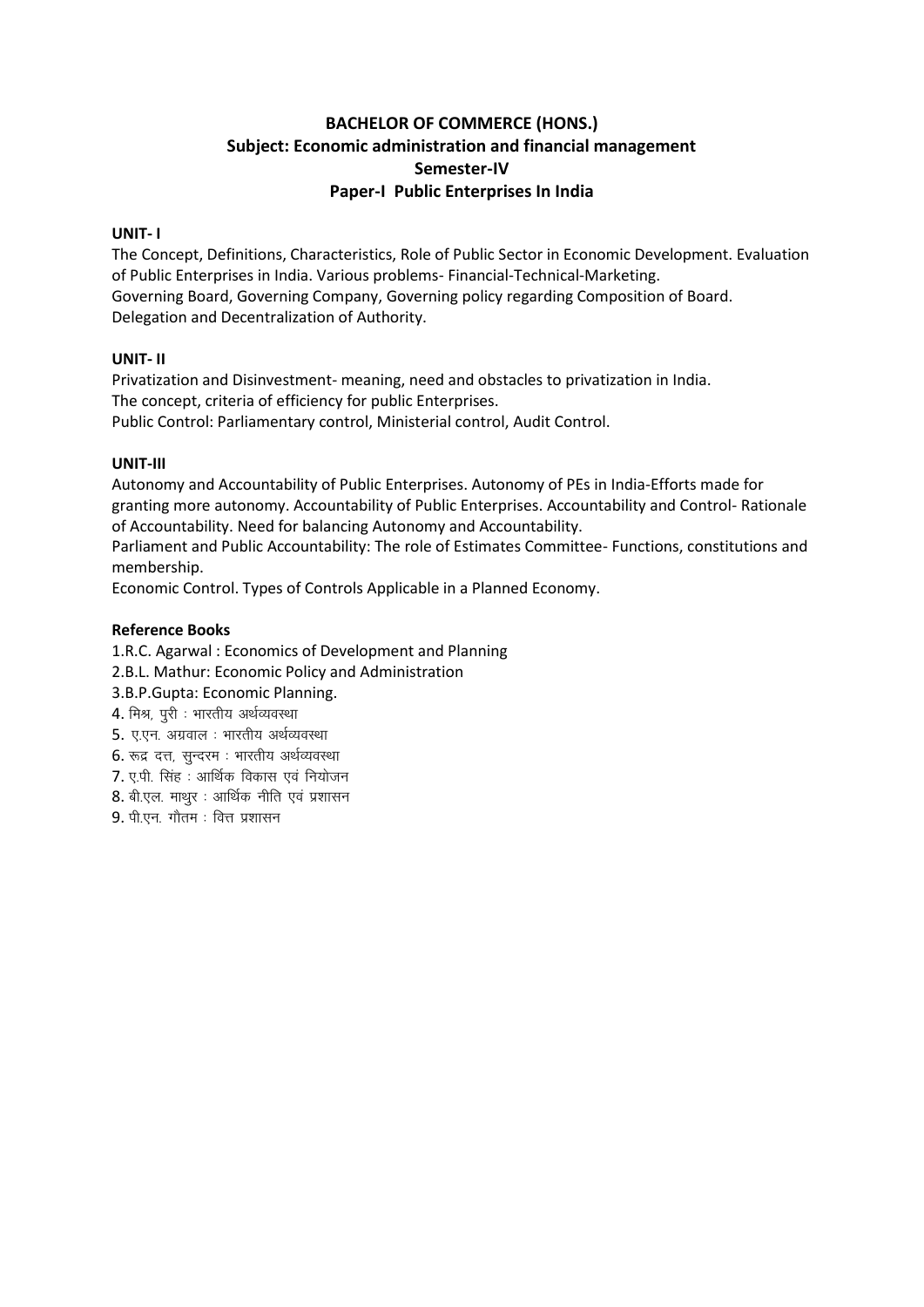# BACHELOR OF COMMERCE (HONS.)
## Subject: Economic administration and financial management
## Semester-IV
## Paper-I Public Enterprises In India

**UNIT- I**

The Concept, Definitions, Characteristics, Role of Public Sector in Economic Development. Evaluation of Public Enterprises in India. Various problems- Financial-Technical-Marketing.
Governing Board, Governing Company, Governing policy regarding Composition of Board.
Delegation and Decentralization of Authority.

**UNIT- II**

Privatization and Disinvestment- meaning, need and obstacles to privatization in India.
The concept, criteria of efficiency for public Enterprises.
Public Control: Parliamentary control, Ministerial control, Audit Control.

**UNIT-III**

Autonomy and Accountability of Public Enterprises. Autonomy of PEs in India-Efforts made for granting more autonomy. Accountability of Public Enterprises. Accountability and Control- Rationale of Accountability. Need for balancing Autonomy and Accountability.
Parliament and Public Accountability: The role of Estimates Committee- Functions, constitutions and membership.
Economic Control. Types of Controls Applicable in a Planned Economy.

**Reference Books**

1.R.C. Agarwal : Economics of Development and Planning
2.B.L. Mathur: Economic Policy and Administration
3.B.P.Gupta: Economic Planning.
4. मिश्र, पुरी : भारतीय अर्थव्यवस्था
5. ए.एन. अग्रवाल : भारतीय अर्थव्यवस्था
6. रूद्र दत्त, सुन्दरम : भारतीय अर्थव्यवस्था
7. ए.पी. सिंह : आर्थिक विकास एवं नियोजन
8. बी.एल. माथुर : आर्थिक नीति एवं प्रशासन
9. पी.एन. गौतम : वित्त प्रशासन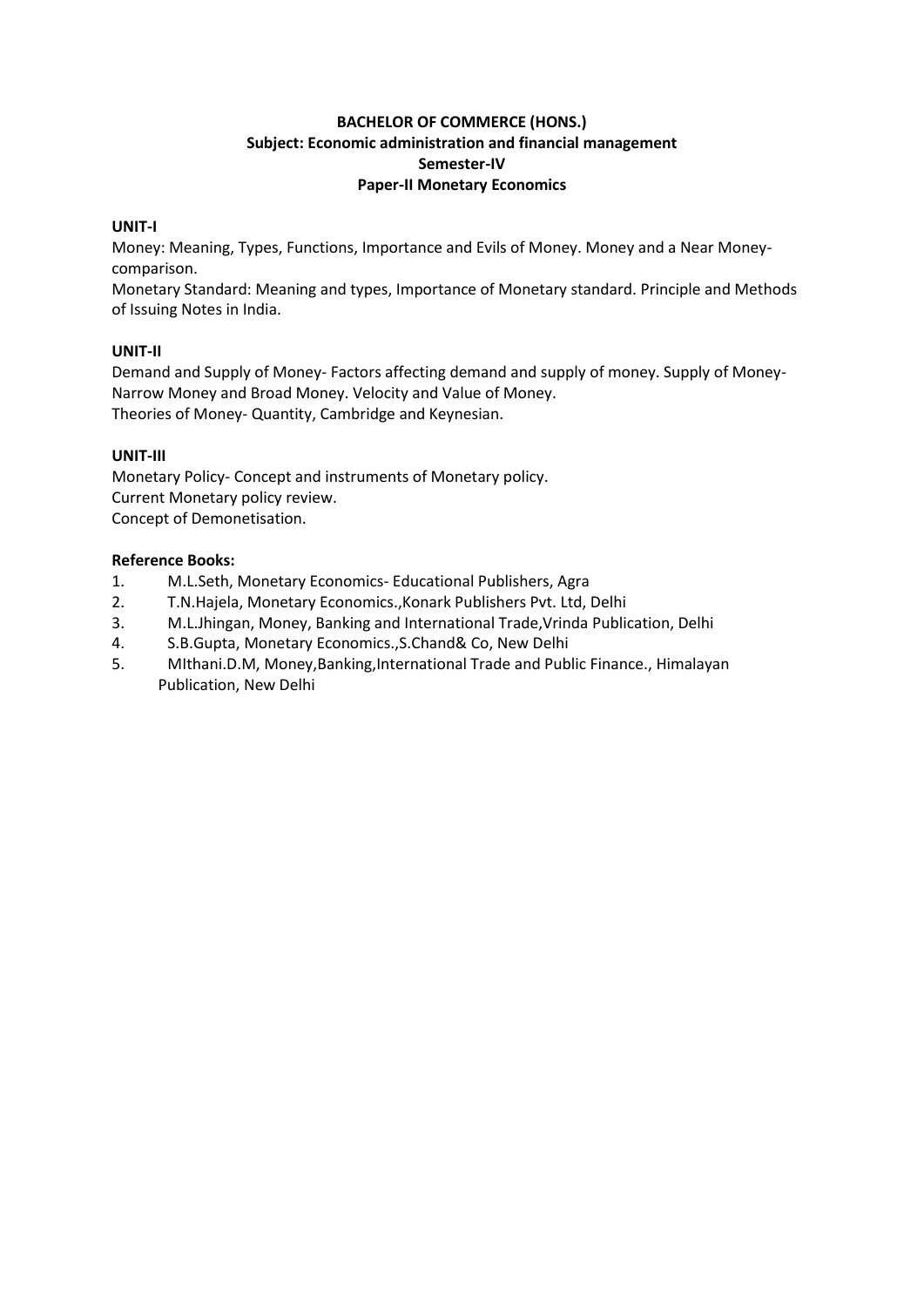**BACHELOR OF COMMERCE (HONS.)**
**Subject: Economic administration and financial management**
**Semester-IV**
**Paper-II Monetary Economics**

**UNIT-I**

Money: Meaning, Types, Functions, Importance and Evils of Money. Money and a Near Money-comparison.

Monetary Standard: Meaning and types, Importance of Monetary standard. Principle and Methods of Issuing Notes in India.

**UNIT-II**

Demand and Supply of Money- Factors affecting demand and supply of money. Supply of Money- Narrow Money and Broad Money. Velocity and Value of Money.

Theories of Money- Quantity, Cambridge and Keynesian.

**UNIT-III**

Monetary Policy- Concept and instruments of Monetary policy.

Current Monetary policy review.

Concept of Demonetisation.

**Reference Books:**

1. M.L.Seth, Monetary Economics- Educational Publishers, Agra
2. T.N.Hajela, Monetary Economics.,Konark Publishers Pvt. Ltd, Delhi
3. M.L.Jhingan, Money, Banking and International Trade,Vrinda Publication, Delhi
4. S.B.Gupta, Monetary Economics.,S.Chand& Co, New Delhi
5. MIthani.D.M, Money,Banking,International Trade and Public Finance., Himalayan Publication, New Delhi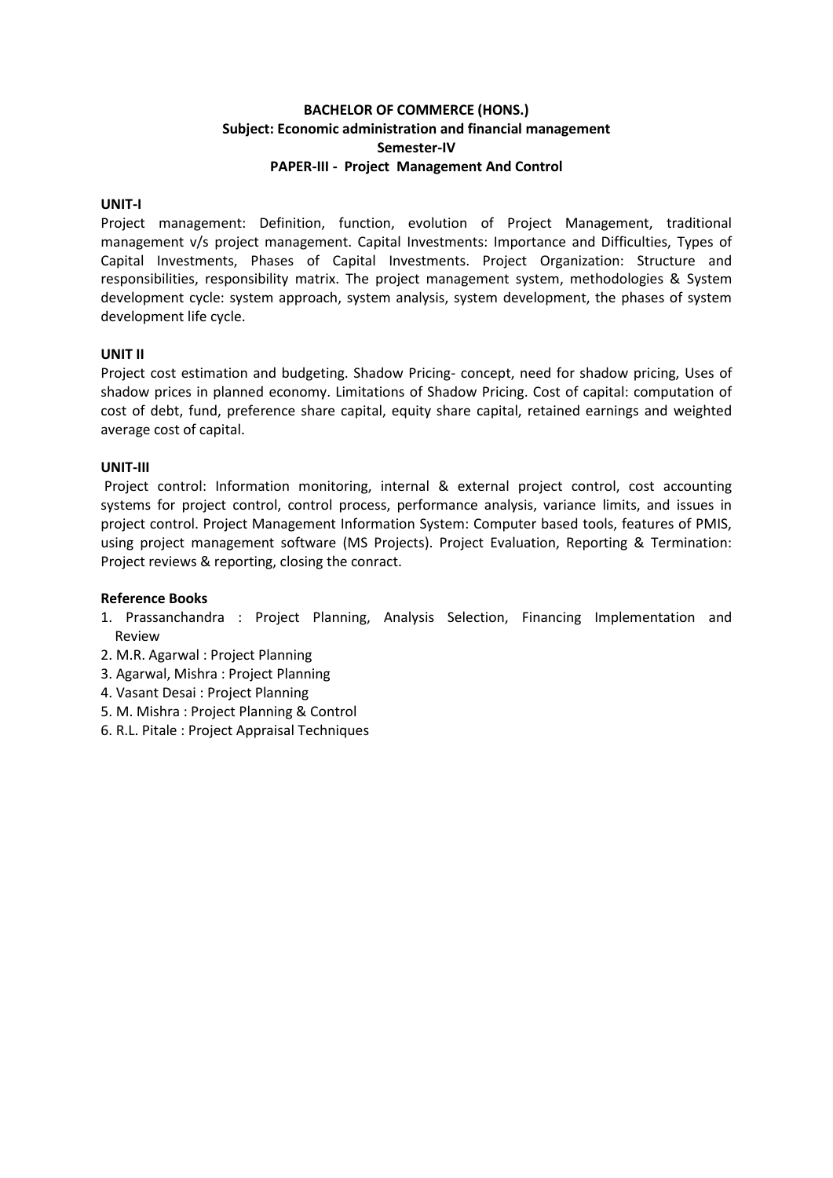**BACHELOR OF COMMERCE (HONS.)**
**Subject: Economic administration and financial management**
**Semester-IV**
**PAPER-III - Project Management And Control**

**UNIT-I**

Project management: Definition, function, evolution of Project Management, traditional management v/s project management. Capital Investments: Importance and Difficulties, Types of Capital Investments, Phases of Capital Investments. Project Organization: Structure and responsibilities, responsibility matrix. The project management system, methodologies & System development cycle: system approach, system analysis, system development, the phases of system development life cycle.

**UNIT II**

Project cost estimation and budgeting. Shadow Pricing- concept, need for shadow pricing, Uses of shadow prices in planned economy. Limitations of Shadow Pricing. Cost of capital: computation of cost of debt, fund, preference share capital, equity share capital, retained earnings and weighted average cost of capital.

**UNIT-III**

Project control: Information monitoring, internal & external project control, cost accounting systems for project control, control process, performance analysis, variance limits, and issues in project control. Project Management Information System: Computer based tools, features of PMIS, using project management software (MS Projects). Project Evaluation, Reporting & Termination: Project reviews & reporting, closing the conract.

**Reference Books**

1. Prassanchandra : Project Planning, Analysis Selection, Financing Implementation and Review
2. M.R. Agarwal : Project Planning
3. Agarwal, Mishra : Project Planning
4. Vasant Desai : Project Planning
5. M. Mishra : Project Planning & Control
6. R.L. Pitale : Project Appraisal Techniques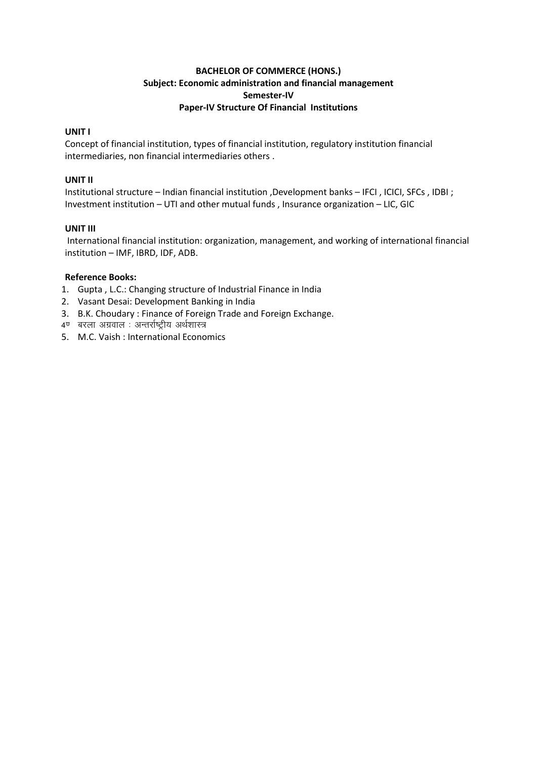**BACHELOR OF COMMERCE (HONS.)**
**Subject: Economic administration and financial management**
**Semester-IV**
**Paper-IV Structure Of Financial Institutions**

**UNIT I**

Concept of financial institution, types of financial institution, regulatory institution financial intermediaries, non financial intermediaries others .

**UNIT II**

Institutional structure – Indian financial institution ,Development banks – IFCI , ICICI, SFCs , IDBI ; Investment institution – UTI and other mutual funds , Insurance organization – LIC, GIC

**UNIT III**

International financial institution: organization, management, and working of international financial institution – IMF, IBRD, IDF, ADB.

**Reference Books:**

1. Gupta , L.C.: Changing structure of Industrial Finance in India
2. Vasant Desai: Development Banking in India
3. B.K. Choudary : Finance of Foreign Trade and Foreign Exchange.
4. बरला अग्रवाल : अन्तर्राष्ट्रीय अर्थशास्त्र
5. M.C. Vaish : International Economics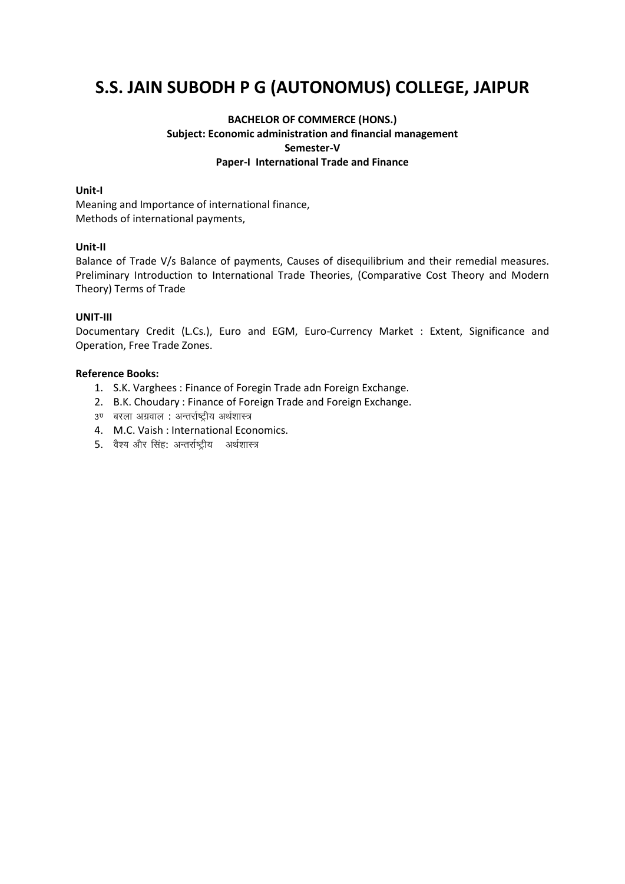# S.S. JAIN SUBODH P G (AUTONOMUS) COLLEGE, JAIPUR

**BACHELOR OF COMMERCE (HONS.)**
**Subject: Economic administration and financial management**
**Semester-V**
**Paper-I International Trade and Finance**

**Unit-I**
Meaning and Importance of international finance,
Methods of international payments,

**Unit-II**
Balance of Trade V/s Balance of payments, Causes of disequilibrium and their remedial measures. Preliminary Introduction to International Trade Theories, (Comparative Cost Theory and Modern Theory) Terms of Trade

**UNIT-III**
Documentary Credit (L.Cs.), Euro and EGM, Euro-Currency Market : Extent, Significance and Operation, Free Trade Zones.

**Reference Books:**

1. S.K. Varghees : Finance of Foregin Trade adn Foreign Exchange.
2. B.K. Choudary : Finance of Foreign Trade and Foreign Exchange.
3. बरला अग्रवाल : अन्तर्राष्ट्रीय अर्थशास्त्र
4. M.C. Vaish : International Economics.
5. वैश्य और सिंह: अन्तर्राष्ट्रीय अर्थशास्त्र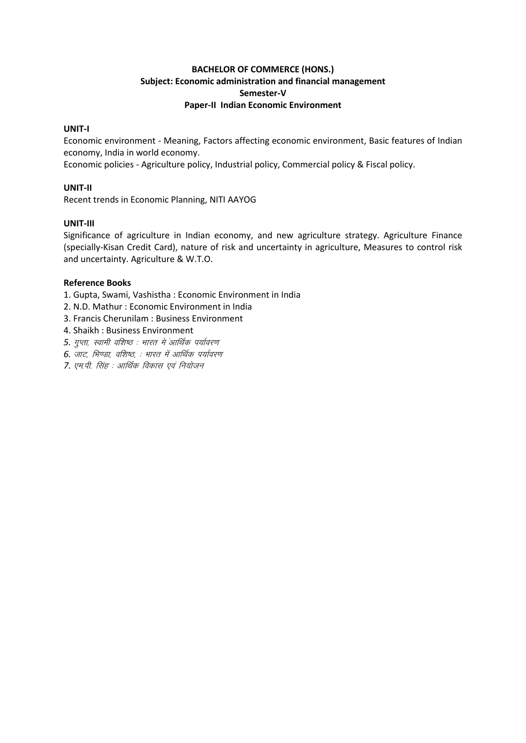**BACHELOR OF COMMERCE (HONS.)**
**Subject: Economic administration and financial management**
**Semester-V**
**Paper-II Indian Economic Environment**

**UNIT-I**

Economic environment - Meaning, Factors affecting economic environment, Basic features of Indian economy, India in world economy.

Economic policies - Agriculture policy, Industrial policy, Commercial policy & Fiscal policy.

**UNIT-II**

Recent trends in Economic Planning, NITI AAYOG

**UNIT-III**

Significance of agriculture in Indian economy, and new agriculture strategy. Agriculture Finance (specially-Kisan Credit Card), nature of risk and uncertainty in agriculture, Measures to control risk and uncertainty. Agriculture & W.T.O.

**Reference Books**

1. Gupta, Swami, Vashistha : Economic Environment in India
2. N.D. Mathur : Economic Environment in India
3. Francis Cherunilam : Business Environment
4. Shaikh : Business Environment
5. *गुप्ता, स्वामी वशिष्ठ : भारत मे ंआर्थिक पर्यावरण*
6. *जाट, भिण्डा, वशिष्ठ, : भारत में आर्थिक पर्यावरण*
7. *एम.पी. सिंह : आर्थिक विकास एवं नियोजन*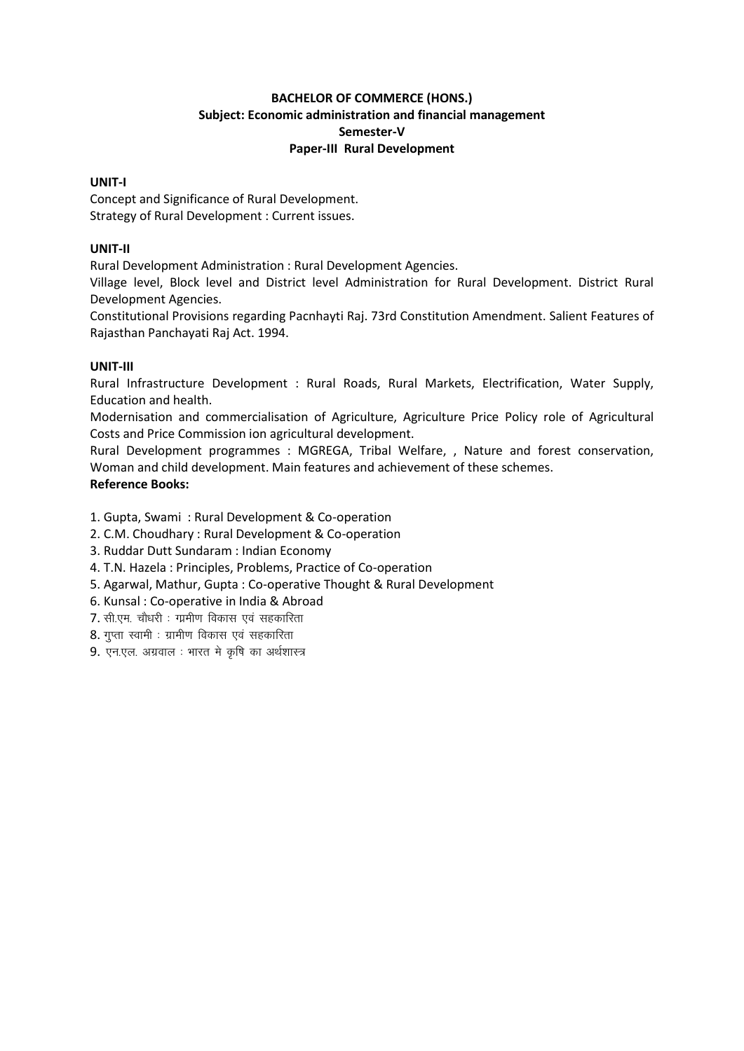**BACHELOR OF COMMERCE (HONS.)**
**Subject: Economic administration and financial management**
**Semester-V**
**Paper-III Rural Development**

**UNIT-I**

Concept and Significance of Rural Development.
Strategy of Rural Development : Current issues.

**UNIT-II**

Rural Development Administration : Rural Development Agencies.

Village level, Block level and District level Administration for Rural Development. District Rural Development Agencies.

Constitutional Provisions regarding Pacnhayti Raj. 73rd Constitution Amendment. Salient Features of Rajasthan Panchayati Raj Act. 1994.

**UNIT-III**

Rural Infrastructure Development : Rural Roads, Rural Markets, Electrification, Water Supply, Education and health.

Modernisation and commercialisation of Agriculture, Agriculture Price Policy role of Agricultural Costs and Price Commission ion agricultural development.

Rural Development programmes : MGREGA, Tribal Welfare, , Nature and forest conservation, Woman and child development. Main features and achievement of these schemes.

**Reference Books:**

1. Gupta, Swami : Rural Development & Co-operation
2. C.M. Choudhary : Rural Development & Co-operation
3. Ruddar Dutt Sundaram : Indian Economy
4. T.N. Hazela : Principles, Problems, Practice of Co-operation
5. Agarwal, Mathur, Gupta : Co-operative Thought & Rural Development
6. Kunsal : Co-operative in India & Abroad
7. सी.एम. चौधरी : ग्रमीण विकास एवं सहकारिता
8. गुप्ता स्वामी : ग्रामीण विकास एवं सहकारिता
9. एन.एल. अग्रवाल : भारत मे कृषि का अर्थशास्त्र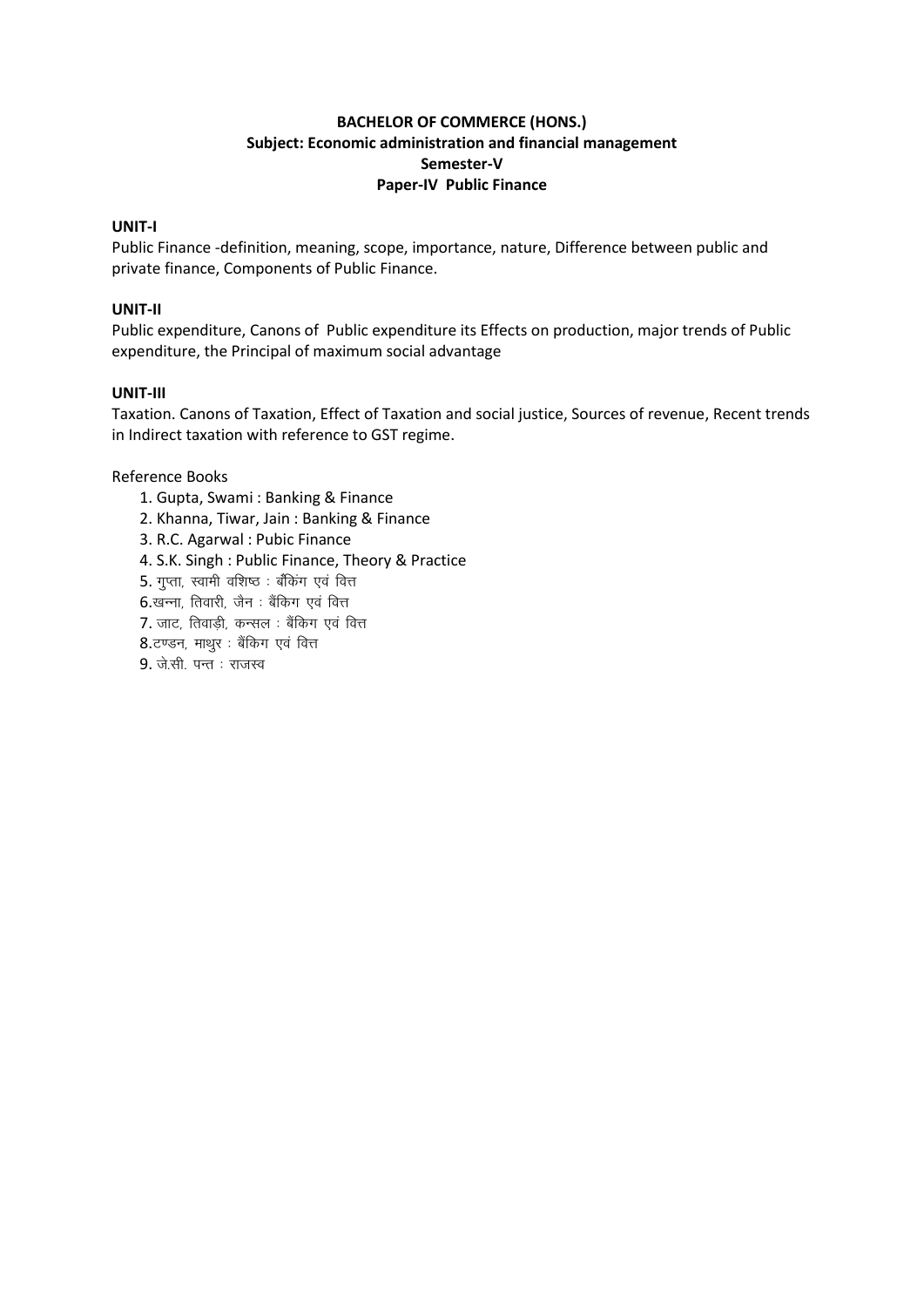**BACHELOR OF COMMERCE (HONS.)**
**Subject: Economic administration and financial management**
**Semester-V**
**Paper-IV Public Finance**

**UNIT-I**

Public Finance -definition, meaning, scope, importance, nature, Difference between public and private finance, Components of Public Finance.

**UNIT-II**

Public expenditure, Canons of Public expenditure its Effects on production, major trends of Public expenditure, the Principal of maximum social advantage

**UNIT-III**

Taxation. Canons of Taxation, Effect of Taxation and social justice, Sources of revenue, Recent trends in Indirect taxation with reference to GST regime.

Reference Books

1. Gupta, Swami : Banking & Finance
2. Khanna, Tiwar, Jain : Banking & Finance
3. R.C. Agarwal : Pubic Finance
4. S.K. Singh : Public Finance, Theory & Practice
5. गुप्ता, स्वामी वशिष्ठ : बैंकिंग एवं वित्त
6. खन्ना, तिवारी, जैन : बैंकिग एवं वित्त
7. जाट, तिवाड़ी, कन्सल : बैंकिग एवं वित्त
8. टण्डन, माथुर : बैंकिग एवं वित्त
9. जे.सी. पन्त : राजस्व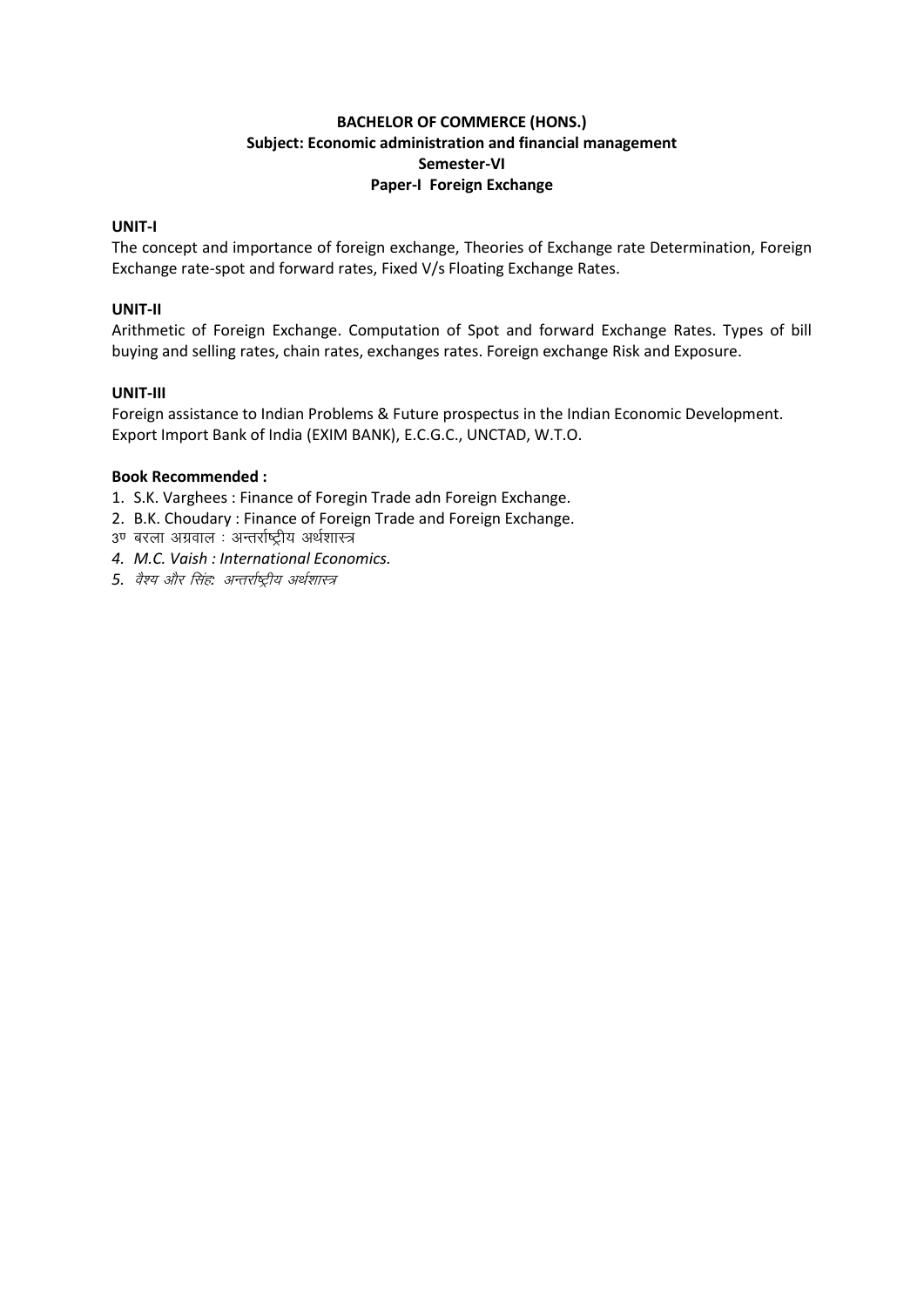**BACHELOR OF COMMERCE (HONS.)**
**Subject: Economic administration and financial management**
**Semester-VI**
**Paper-I Foreign Exchange**

**UNIT-I**

The concept and importance of foreign exchange, Theories of Exchange rate Determination, Foreign Exchange rate-spot and forward rates, Fixed V/s Floating Exchange Rates.

**UNIT-II**

Arithmetic of Foreign Exchange. Computation of Spot and forward Exchange Rates. Types of bill buying and selling rates, chain rates, exchanges rates. Foreign exchange Risk and Exposure.

**UNIT-III**

Foreign assistance to Indian Problems & Future prospectus in the Indian Economic Development. Export Import Bank of India (EXIM BANK), E.C.G.C., UNCTAD, W.T.O.

**Book Recommended :**

1. S.K. Varghees : Finance of Foregin Trade adn Foreign Exchange.
2. B.K. Choudary : Finance of Foreign Trade and Foreign Exchange.
3. बरला अग्रवाल : अन्तर्राष्ट्रीय अर्थशास्त्र
4. *M.C. Vaish : International Economics.*
5. *वैश्य और सिंह: अन्तर्राष्ट्रीय अर्थशास्त्र*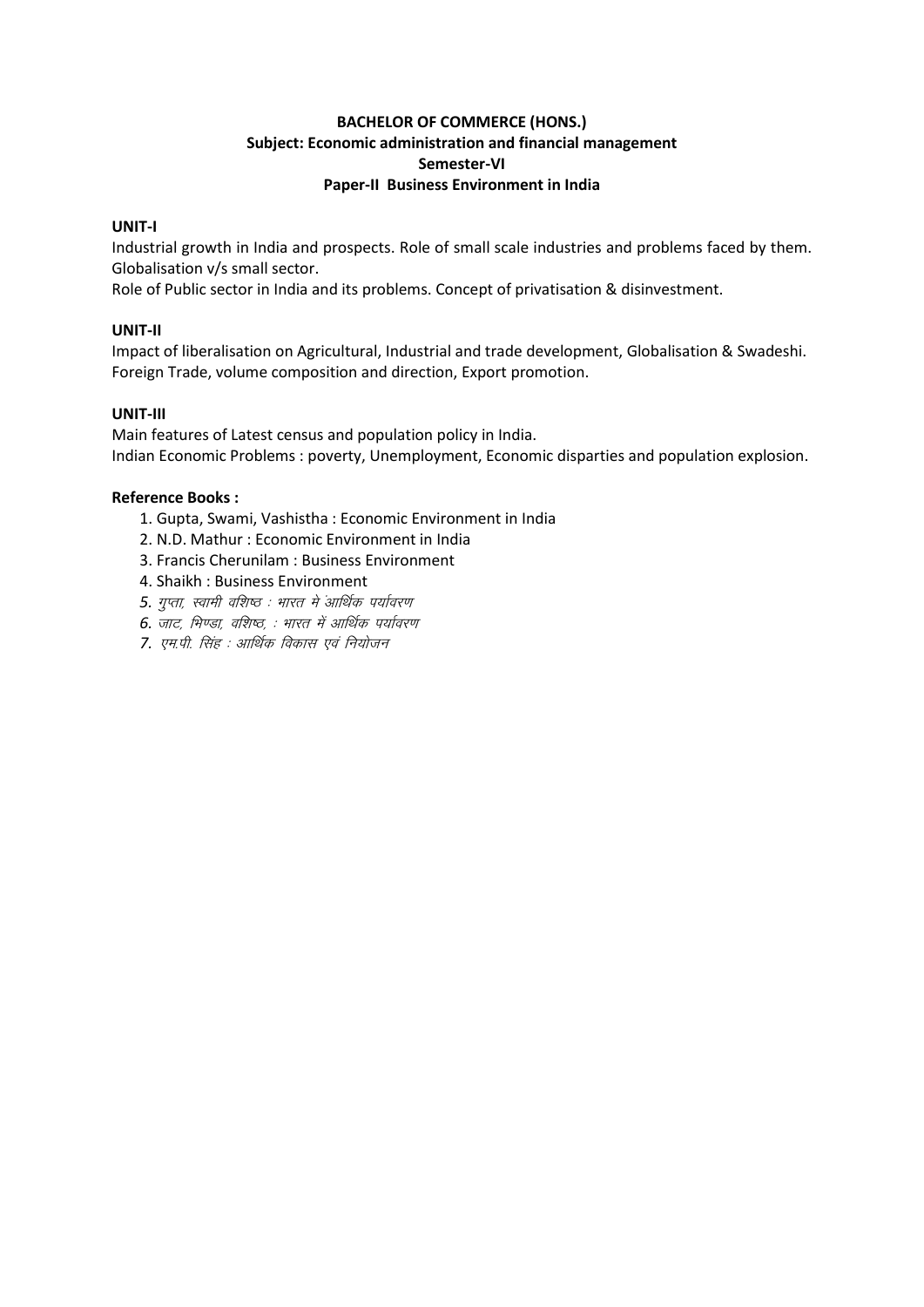**BACHELOR OF COMMERCE (HONS.)**
**Subject: Economic administration and financial management**
**Semester-VI**
**Paper-II Business Environment in India**

**UNIT-I**

Industrial growth in India and prospects. Role of small scale industries and problems faced by them. Globalisation v/s small sector.

Role of Public sector in India and its problems. Concept of privatisation & disinvestment.

**UNIT-II**

Impact of liberalisation on Agricultural, Industrial and trade development, Globalisation & Swadeshi. Foreign Trade, volume composition and direction, Export promotion.

**UNIT-III**

Main features of Latest census and population policy in India.

Indian Economic Problems : poverty, Unemployment, Economic disparties and population explosion.

**Reference Books :**

1. Gupta, Swami, Vashistha : Economic Environment in India
2. N.D. Mathur : Economic Environment in India
3. Francis Cherunilam : Business Environment
4. Shaikh : Business Environment
5. *गुप्ता, स्वामी वशिष्ठ : भारत मे आर्थिक पर्यावरण*
6. *जाट, भिण्डा, वशिष्ठ, : भारत में आर्थिक पर्यावरण*
7. *एम.पी. सिंह : आर्थिक विकास एवं नियोजन*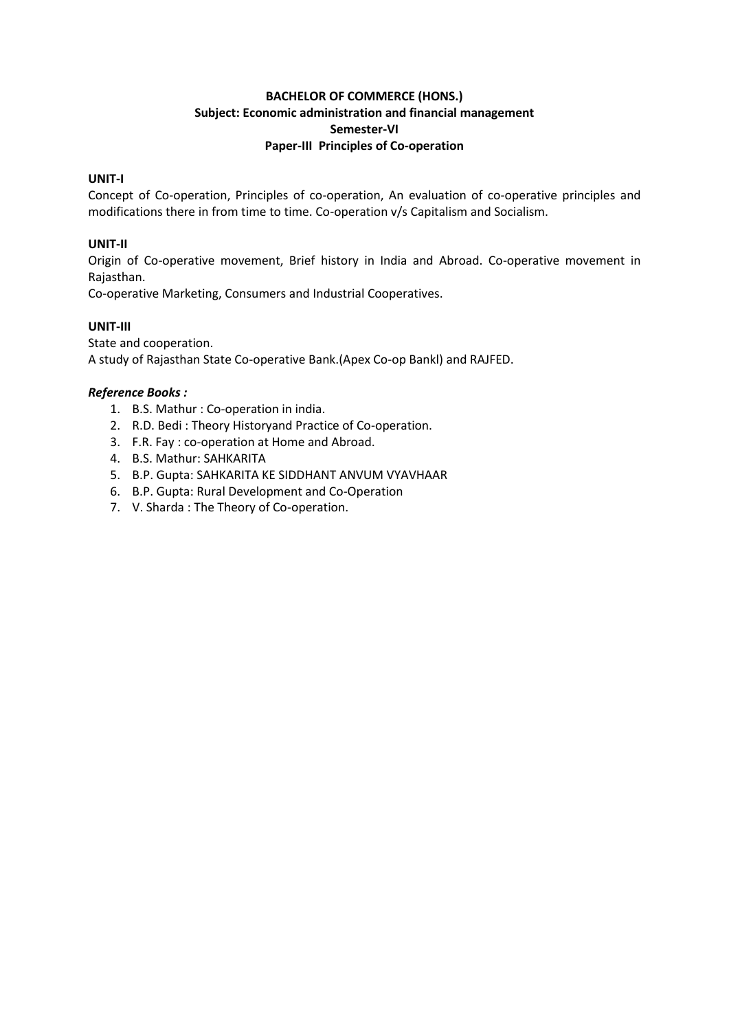**BACHELOR OF COMMERCE (HONS.)**
**Subject: Economic administration and financial management**
**Semester-VI**
**Paper-III Principles of Co-operation**

**UNIT-I**

Concept of Co-operation, Principles of co-operation, An evaluation of co-operative principles and modifications there in from time to time. Co-operation v/s Capitalism and Socialism.

**UNIT-II**

Origin of Co-operative movement, Brief history in India and Abroad. Co-operative movement in Rajasthan.

Co-operative Marketing, Consumers and Industrial Cooperatives.

**UNIT-III**

State and cooperation.

A study of Rajasthan State Co-operative Bank.(Apex Co-op Bankl) and RAJFED.

***Reference Books :***

1. B.S. Mathur : Co-operation in india.
2. R.D. Bedi : Theory Historyand Practice of Co-operation.
3. F.R. Fay : co-operation at Home and Abroad.
4. B.S. Mathur: SAHKARITA
5. B.P. Gupta: SAHKARITA KE SIDDHANT ANVUM VYAVHAAR
6. B.P. Gupta: Rural Development and Co-Operation
7. V. Sharda : The Theory of Co-operation.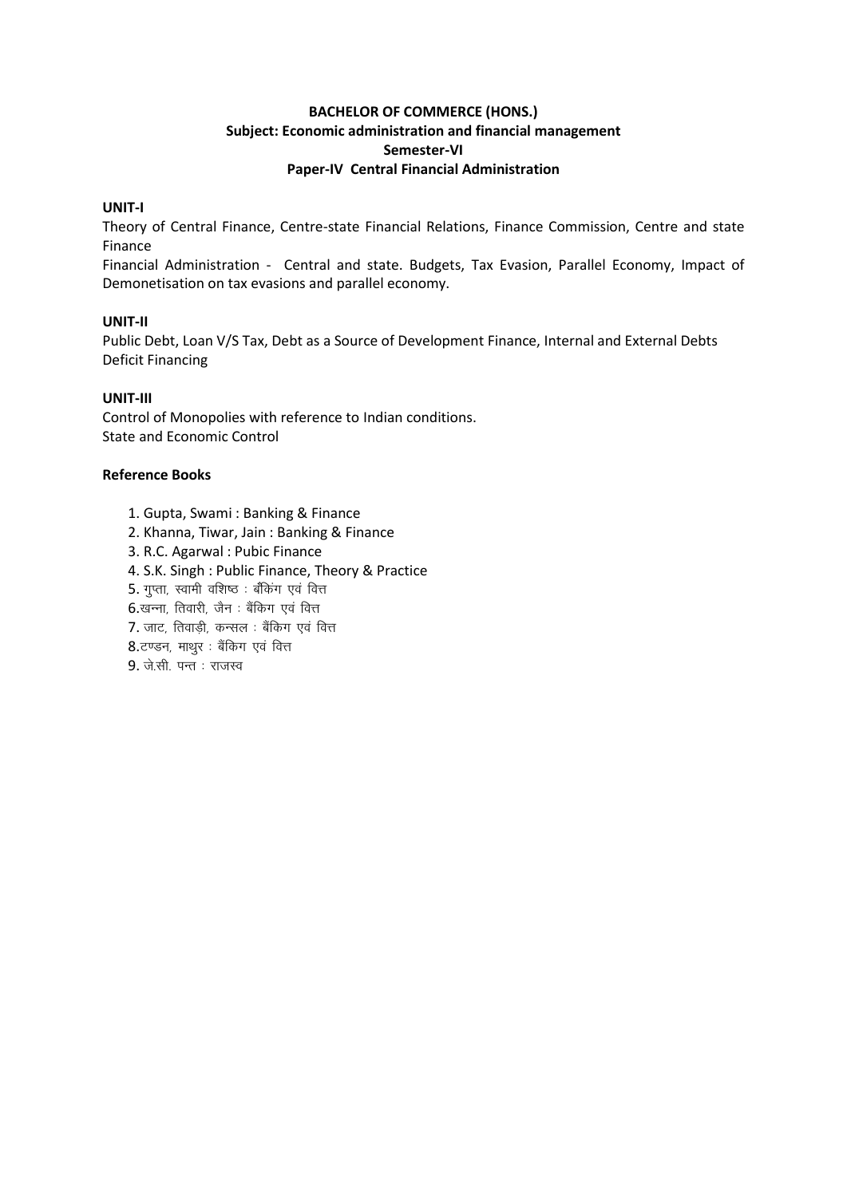**BACHELOR OF COMMERCE (HONS.)**
**Subject: Economic administration and financial management**
**Semester-VI**
**Paper-IV Central Financial Administration**

**UNIT-I**

Theory of Central Finance, Centre-state Financial Relations, Finance Commission, Centre and state Finance

Financial Administration - Central and state. Budgets, Tax Evasion, Parallel Economy, Impact of Demonetisation on tax evasions and parallel economy.

**UNIT-II**

Public Debt, Loan V/S Tax, Debt as a Source of Development Finance, Internal and External Debts
Deficit Financing

**UNIT-III**

Control of Monopolies with reference to Indian conditions.
State and Economic Control

**Reference Books**

1. Gupta, Swami : Banking & Finance
2. Khanna, Tiwar, Jain : Banking & Finance
3. R.C. Agarwal : Pubic Finance
4. S.K. Singh : Public Finance, Theory & Practice
5. गुप्ता, स्वामी वशिष्ठ : बैंकिंग एवं वित्त
6. खन्ना, तिवारी, जैन : बैंकिग एवं वित्त
7. जाट, तिवाड़ी, कन्सल : बैंकिग एवं वित्त
8. टण्डन, माथुर : बैंकिग एवं वित्त
9. जे.सी. पन्त : राजस्व